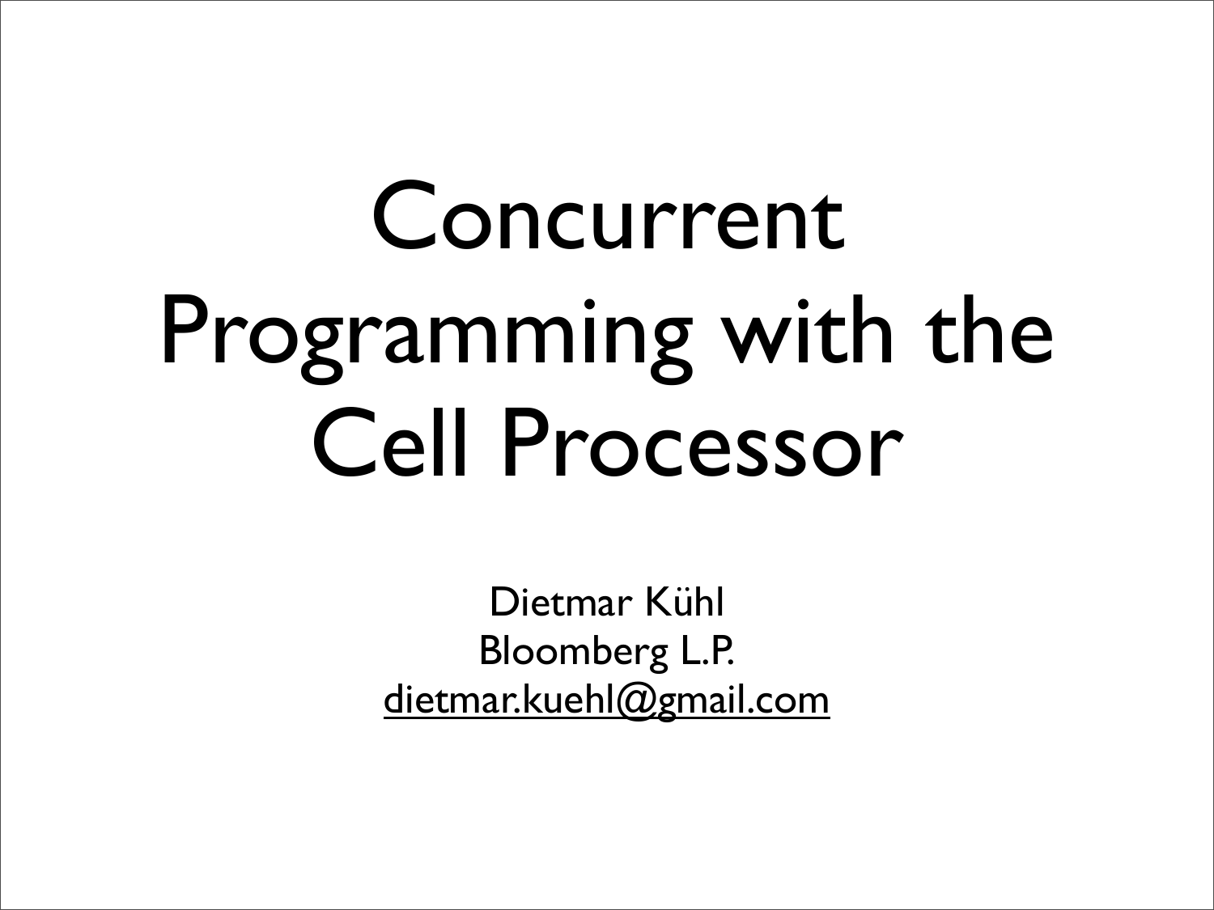# Concurrent Programming with the Cell Processor

Dietmar Kühl
Bloomberg L.P.
dietmar.kuehl@gmail.com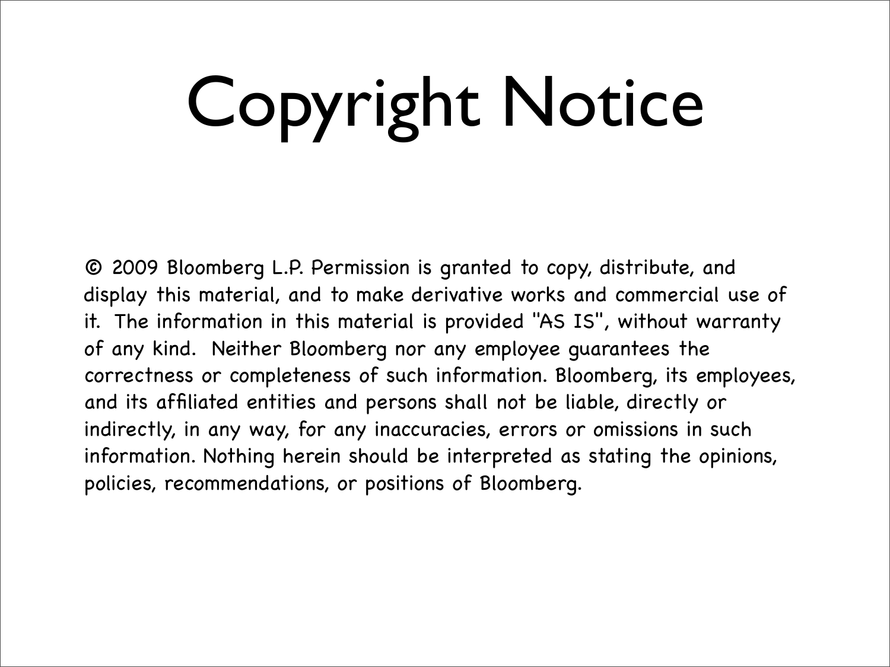# Copyright Notice

© 2009 Bloomberg L.P. Permission is granted to copy, distribute, and display this material, and to make derivative works and commercial use of it. The information in this material is provided "AS IS", without warranty of any kind. Neither Bloomberg nor any employee guarantees the correctness or completeness of such information. Bloomberg, its employees, and its affiliated entities and persons shall not be liable, directly or indirectly, in any way, for any inaccuracies, errors or omissions in such information. Nothing herein should be interpreted as stating the opinions, policies, recommendations, or positions of Bloomberg.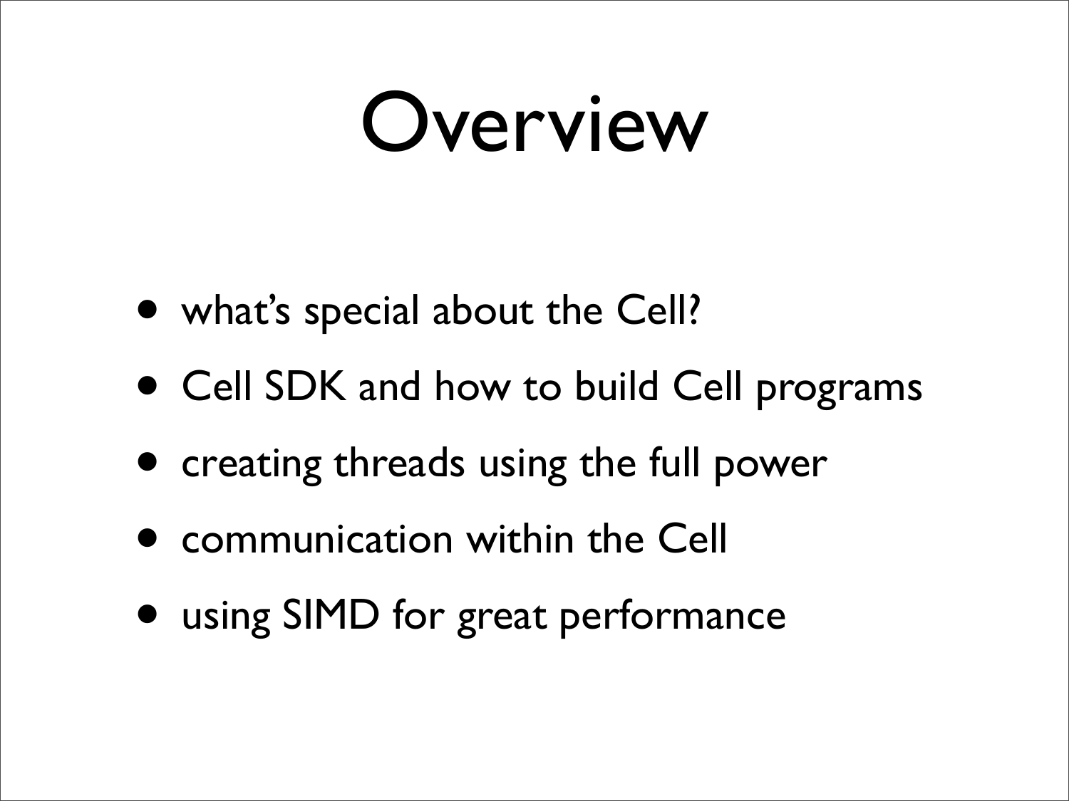# Overview

- what's special about the Cell?
- Cell SDK and how to build Cell programs
- creating threads using the full power
- communication within the Cell
- using SIMD for great performance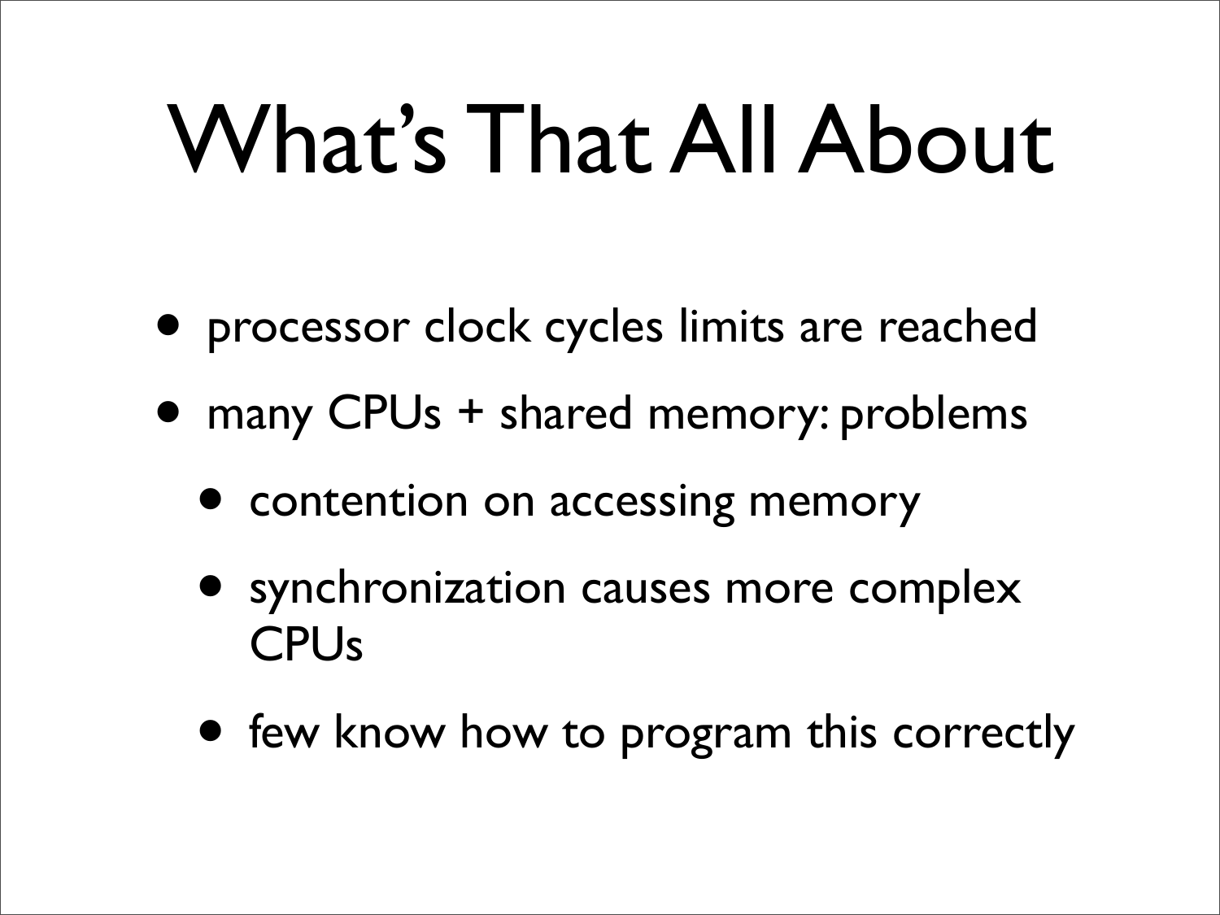# What's That All About

- processor clock cycles limits are reached
- many CPUs + shared memory: problems
  - contention on accessing memory
  - synchronization causes more complex CPUs
  - few know how to program this correctly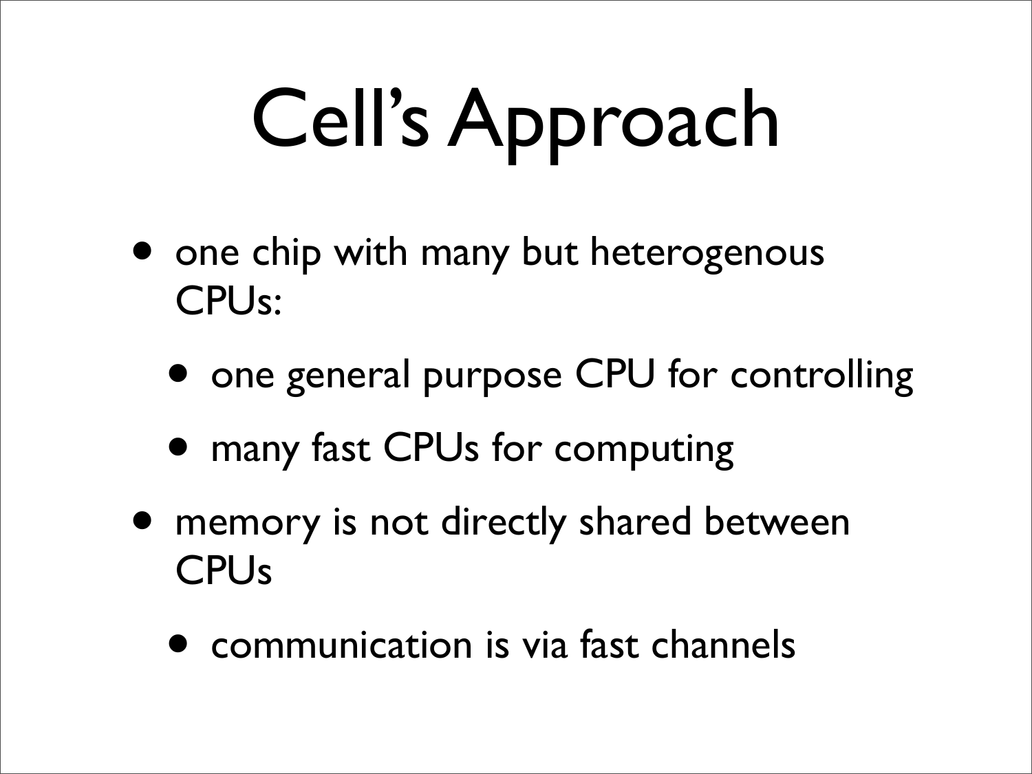# Cell's Approach

- one chip with many but heterogenous CPUs:
  - one general purpose CPU for controlling
  - many fast CPUs for computing
- memory is not directly shared between CPUs
  - communication is via fast channels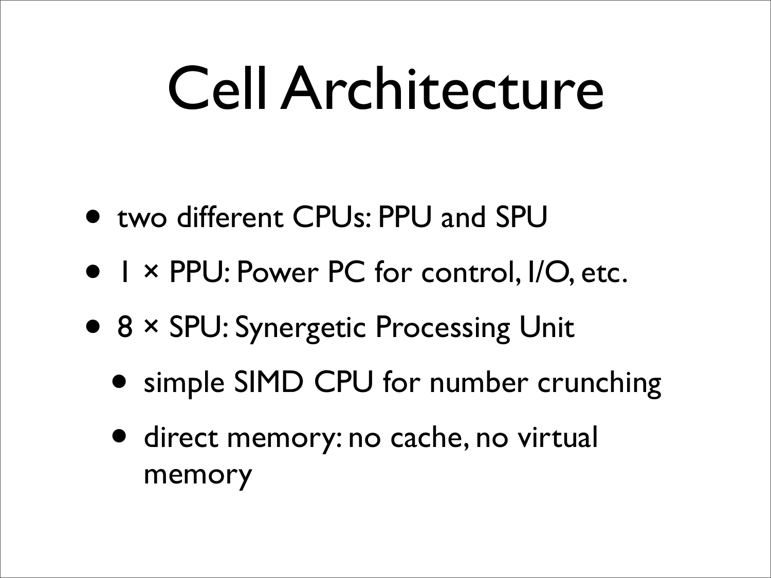# Cell Architecture

- two different CPUs: PPU and SPU
- 1 × PPU: Power PC for control, I/O, etc.
- 8 × SPU: Synergetic Processing Unit
  - simple SIMD CPU for number crunching
  - direct memory: no cache, no virtual memory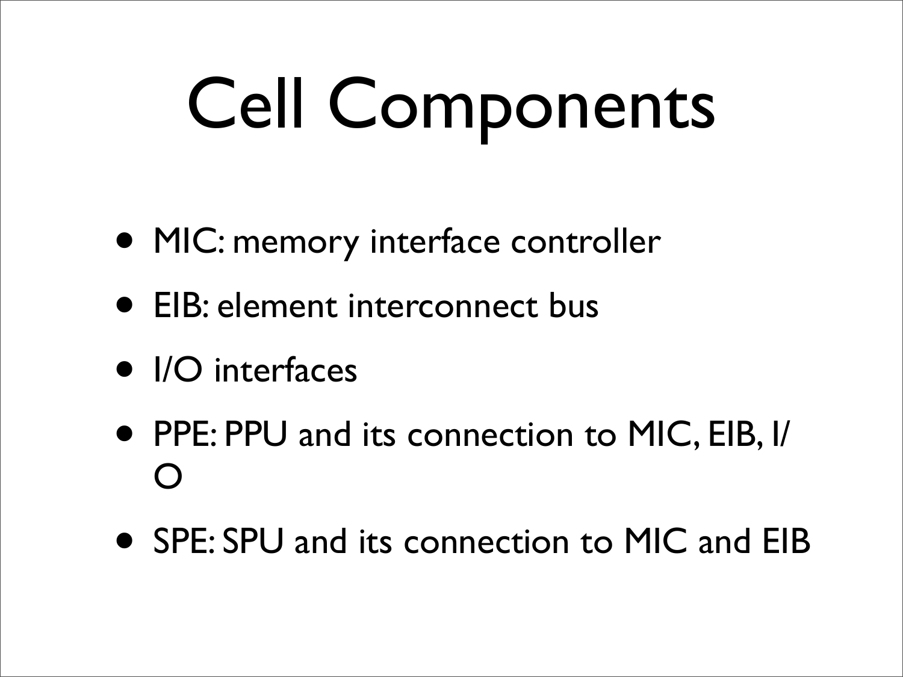# Cell Components

- MIC: memory interface controller
- EIB: element interconnect bus
- I/O interfaces
- PPE: PPU and its connection to MIC, EIB, I/O
- SPE: SPU and its connection to MIC and EIB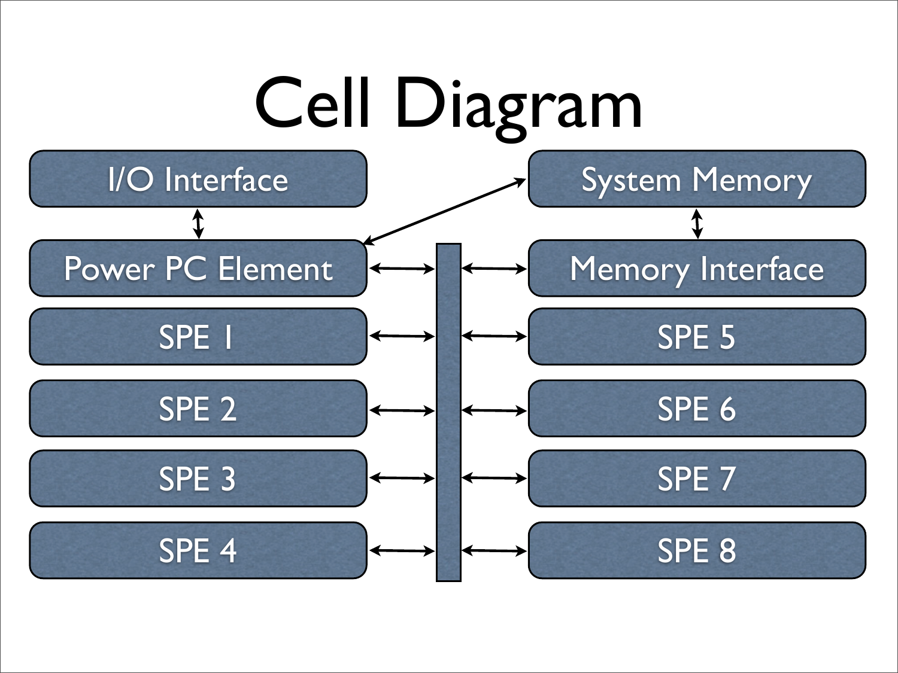# Cell Diagram

I/O Interface

System Memory

Power PC Element

Memory Interface

SPE 1

SPE 2

SPE 3

SPE 4

SPE 5

SPE 6

SPE 7

SPE 8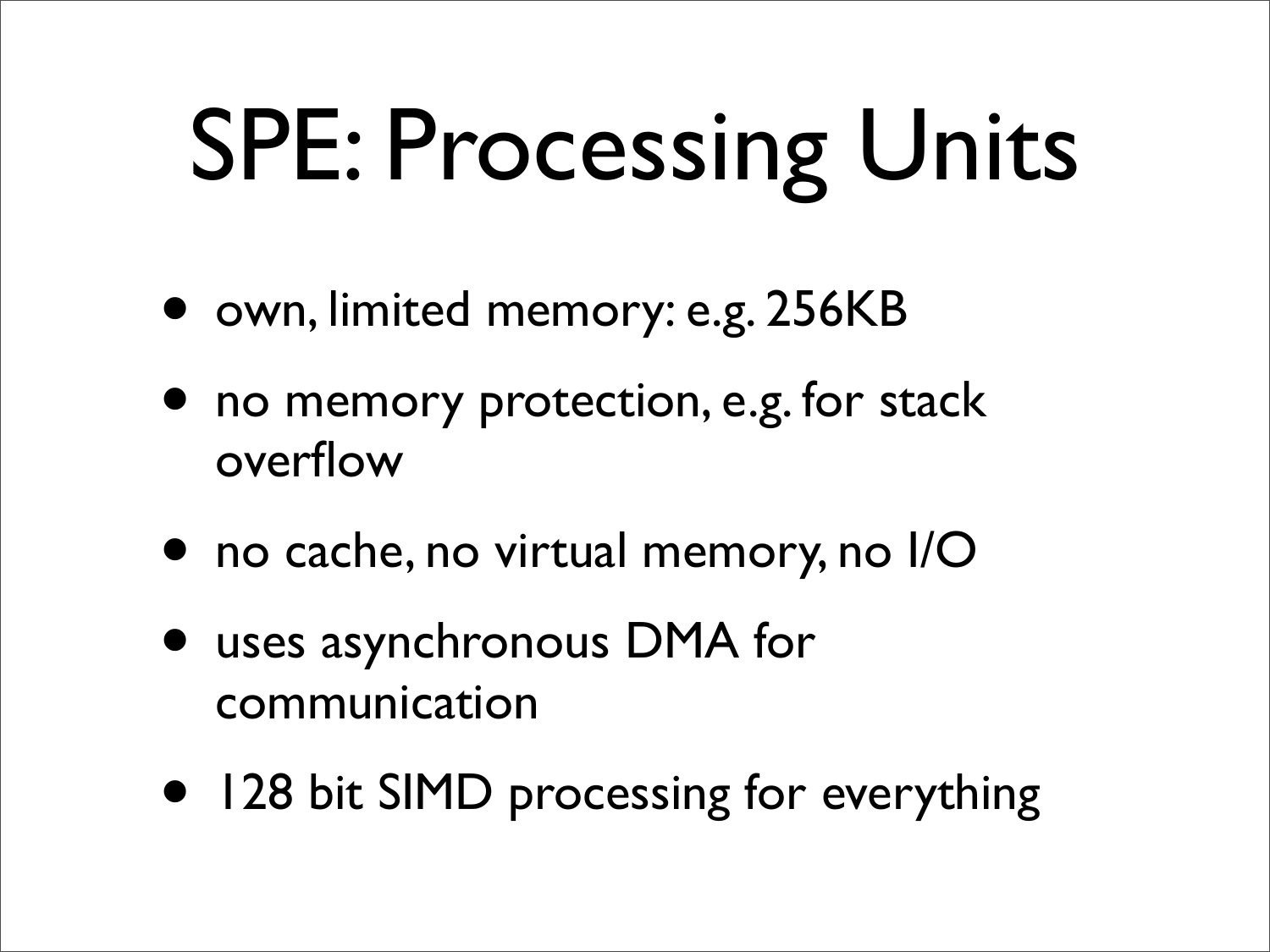# SPE: Processing Units

- own, limited memory: e.g. 256KB
- no memory protection, e.g. for stack overflow
- no cache, no virtual memory, no I/O
- uses asynchronous DMA for communication
- 128 bit SIMD processing for everything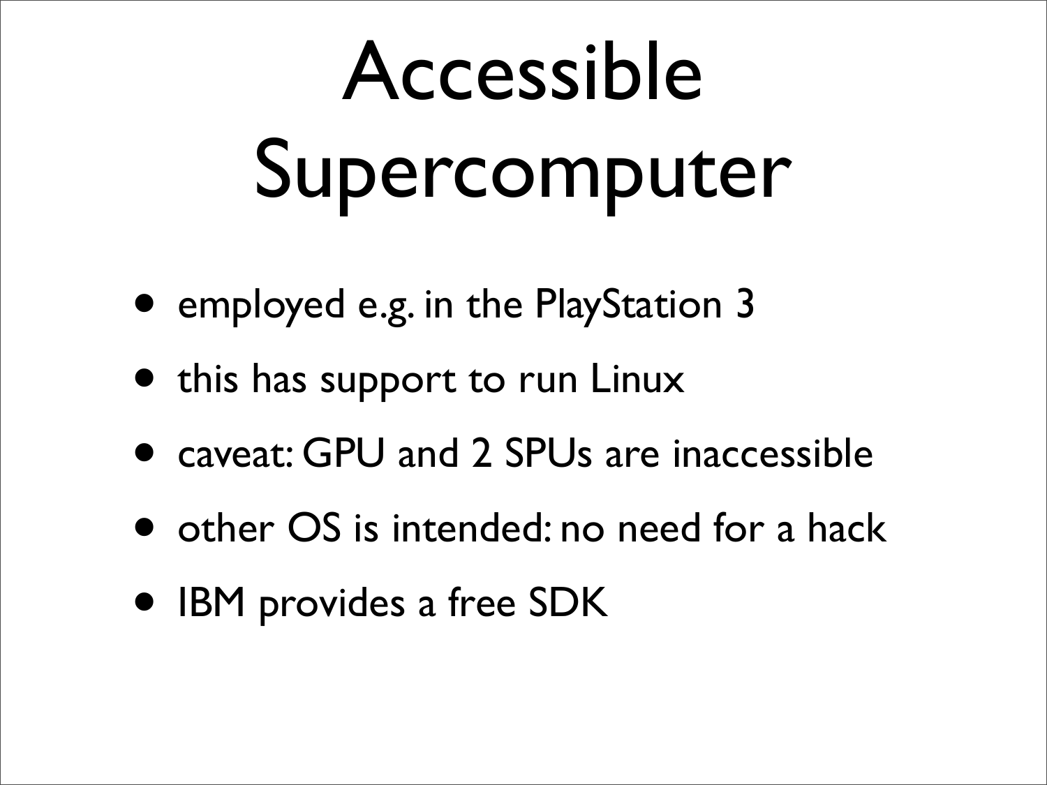# Accessible Supercomputer

- employed e.g. in the PlayStation 3
- this has support to run Linux
- caveat: GPU and 2 SPUs are inaccessible
- other OS is intended: no need for a hack
- IBM provides a free SDK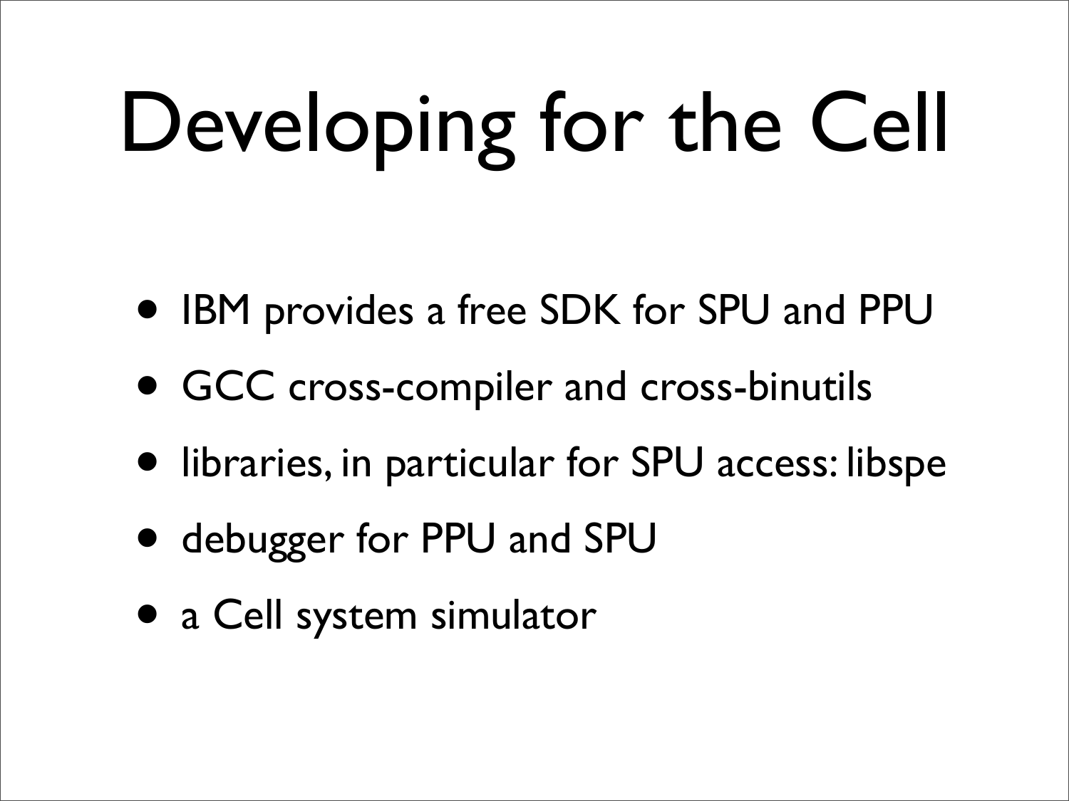# Developing for the Cell

- IBM provides a free SDK for SPU and PPU
- GCC cross-compiler and cross-binutils
- libraries, in particular for SPU access: libspe
- debugger for PPU and SPU
- a Cell system simulator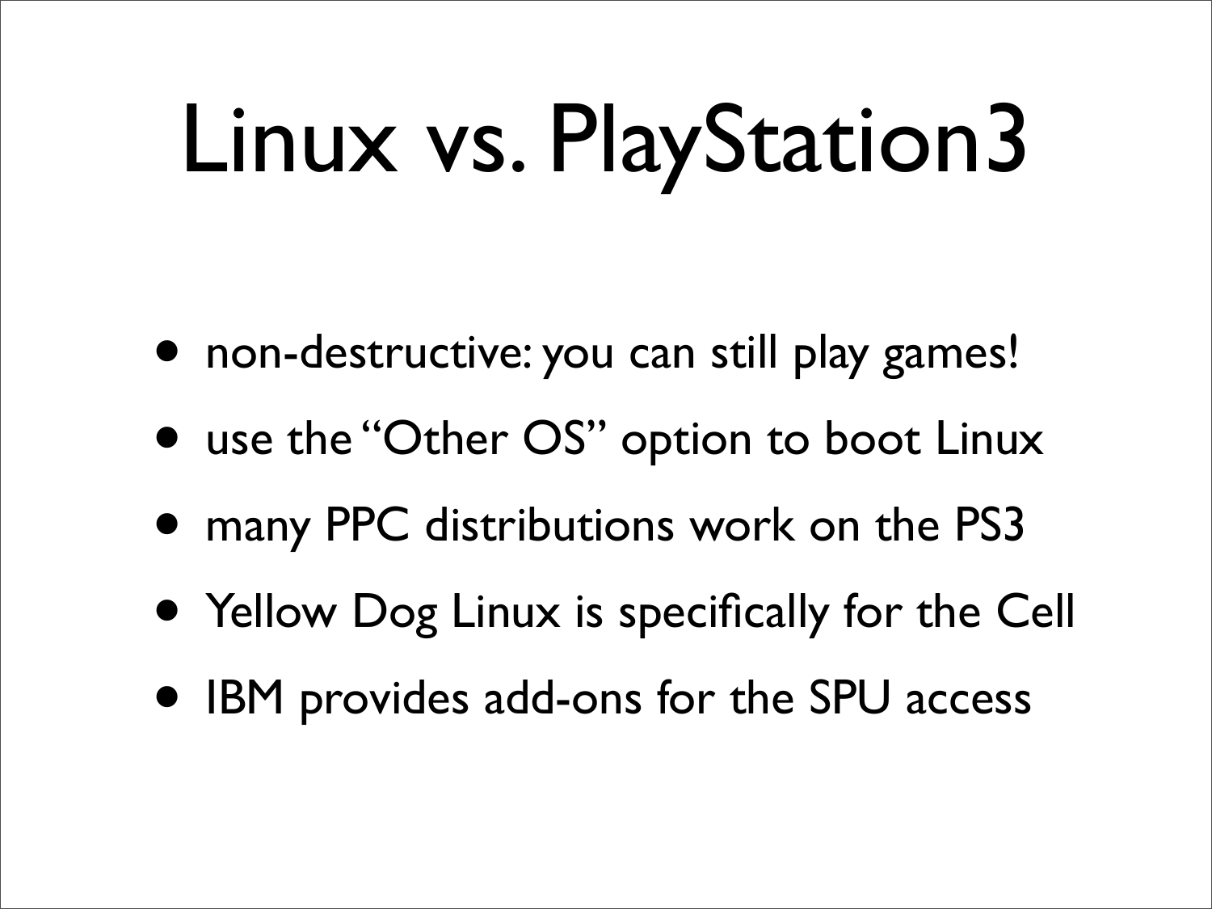# Linux vs. PlayStation3

- non-destructive: you can still play games!
- use the "Other OS" option to boot Linux
- many PPC distributions work on the PS3
- Yellow Dog Linux is specifically for the Cell
- IBM provides add-ons for the SPU access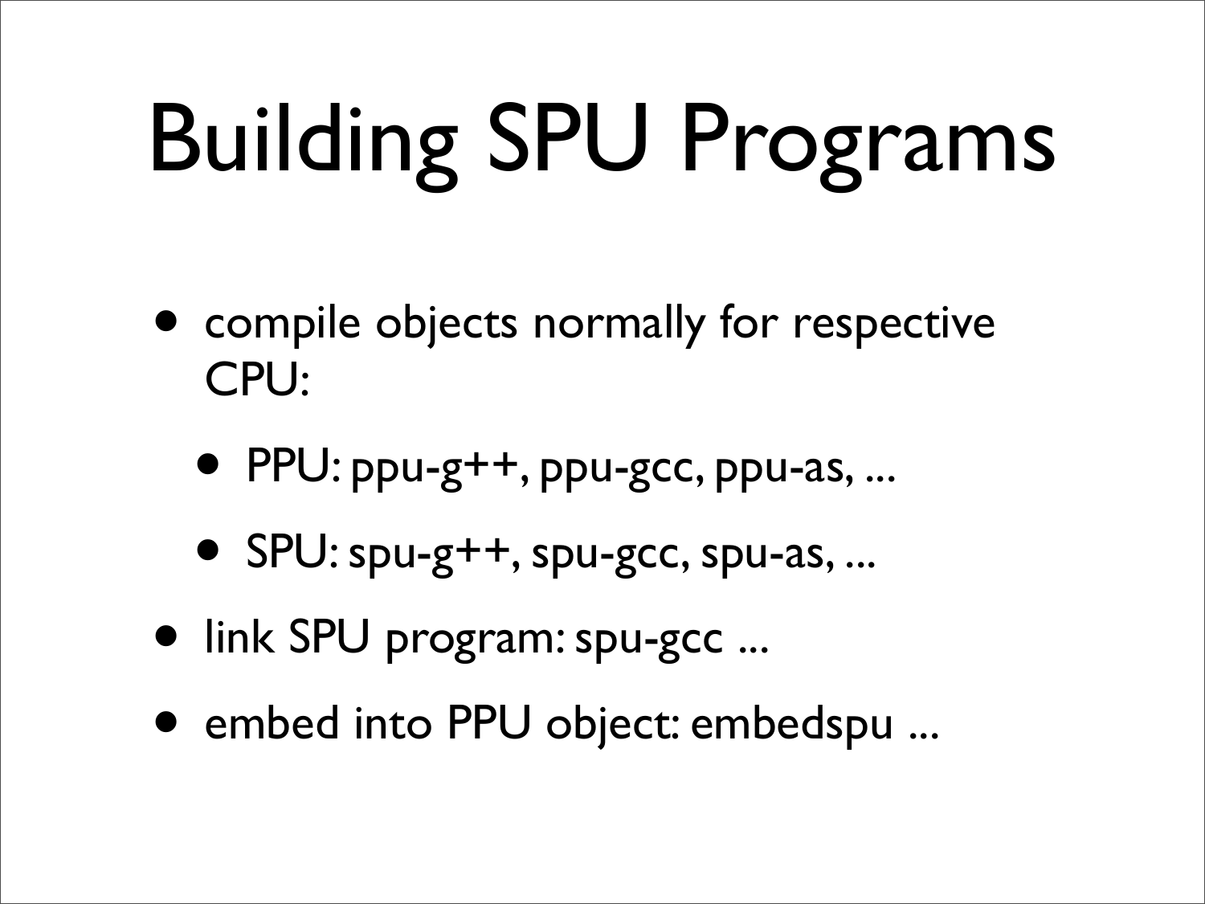# Building SPU Programs

- compile objects normally for respective CPU:
  - PPU: ppu-g++, ppu-gcc, ppu-as, ...
  - SPU: spu-g++, spu-gcc, spu-as, ...
- link SPU program: spu-gcc ...
- embed into PPU object: embedspu ...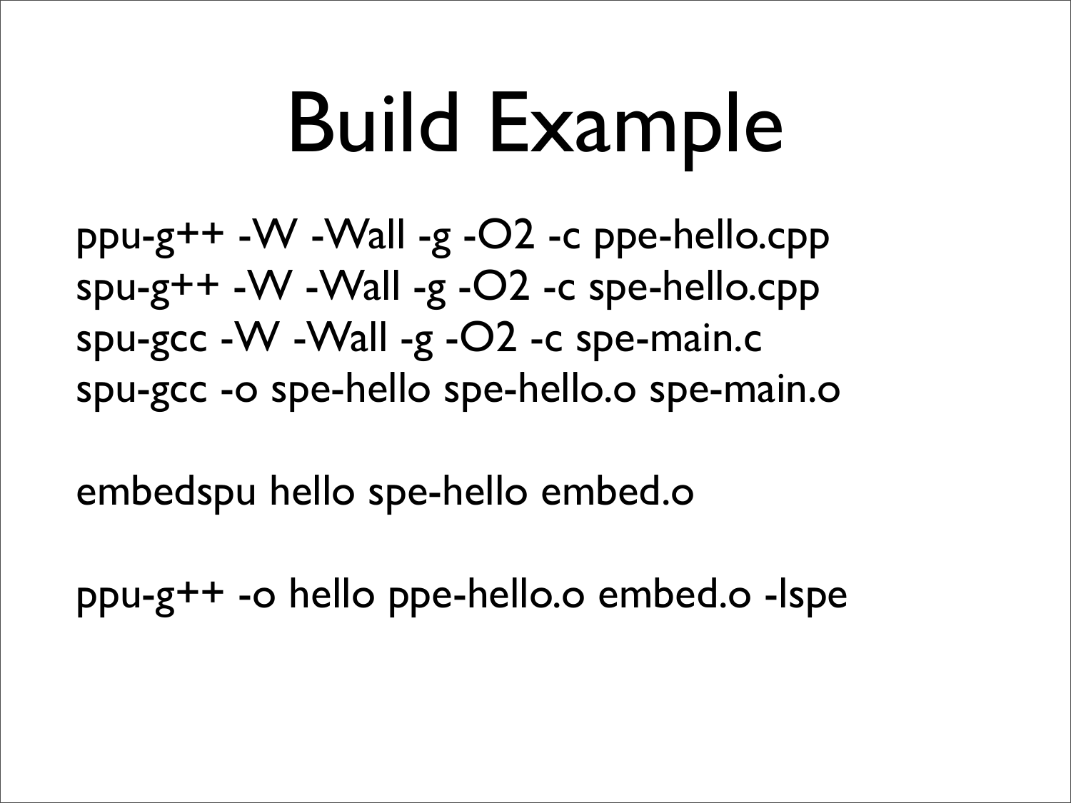# Build Example

```
ppu-g++ -W -Wall -g -O2 -c ppe-hello.cpp
spu-g++ -W -Wall -g -O2 -c spe-hello.cpp
spu-gcc -W -Wall -g -O2 -c spe-main.c
spu-gcc -o spe-hello spe-hello.o spe-main.o

embedspu hello spe-hello embed.o

ppu-g++ -o hello ppe-hello.o embed.o -lspe
```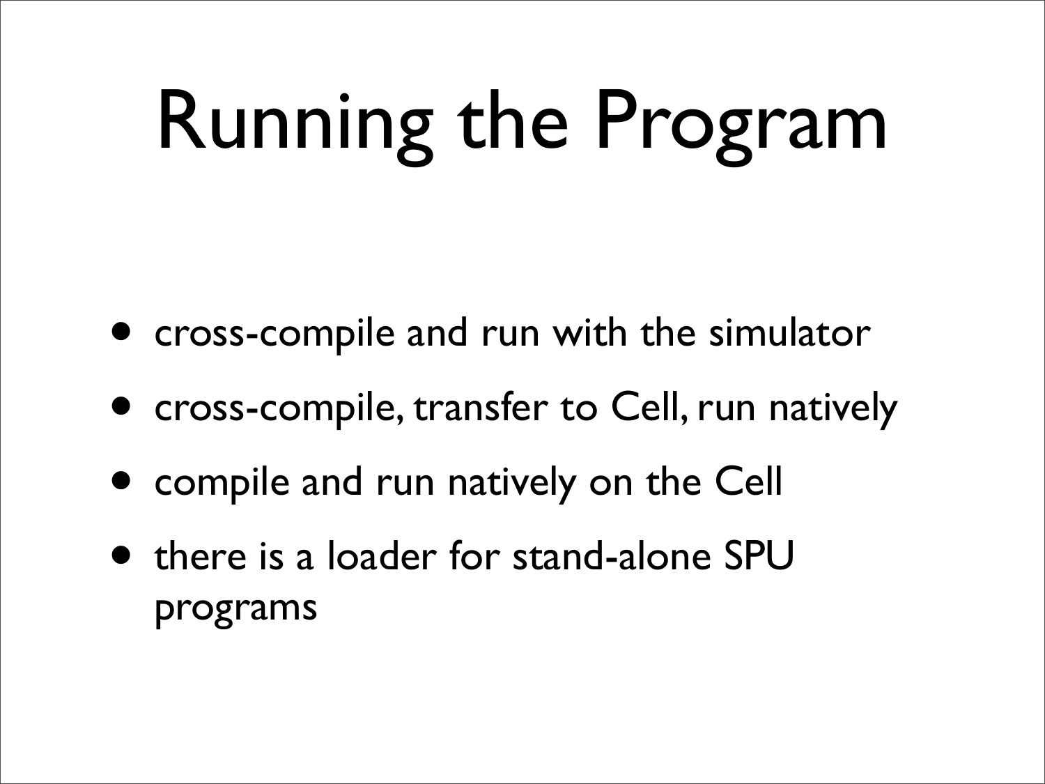# Running the Program

- cross-compile and run with the simulator
- cross-compile, transfer to Cell, run natively
- compile and run natively on the Cell
- there is a loader for stand-alone SPU programs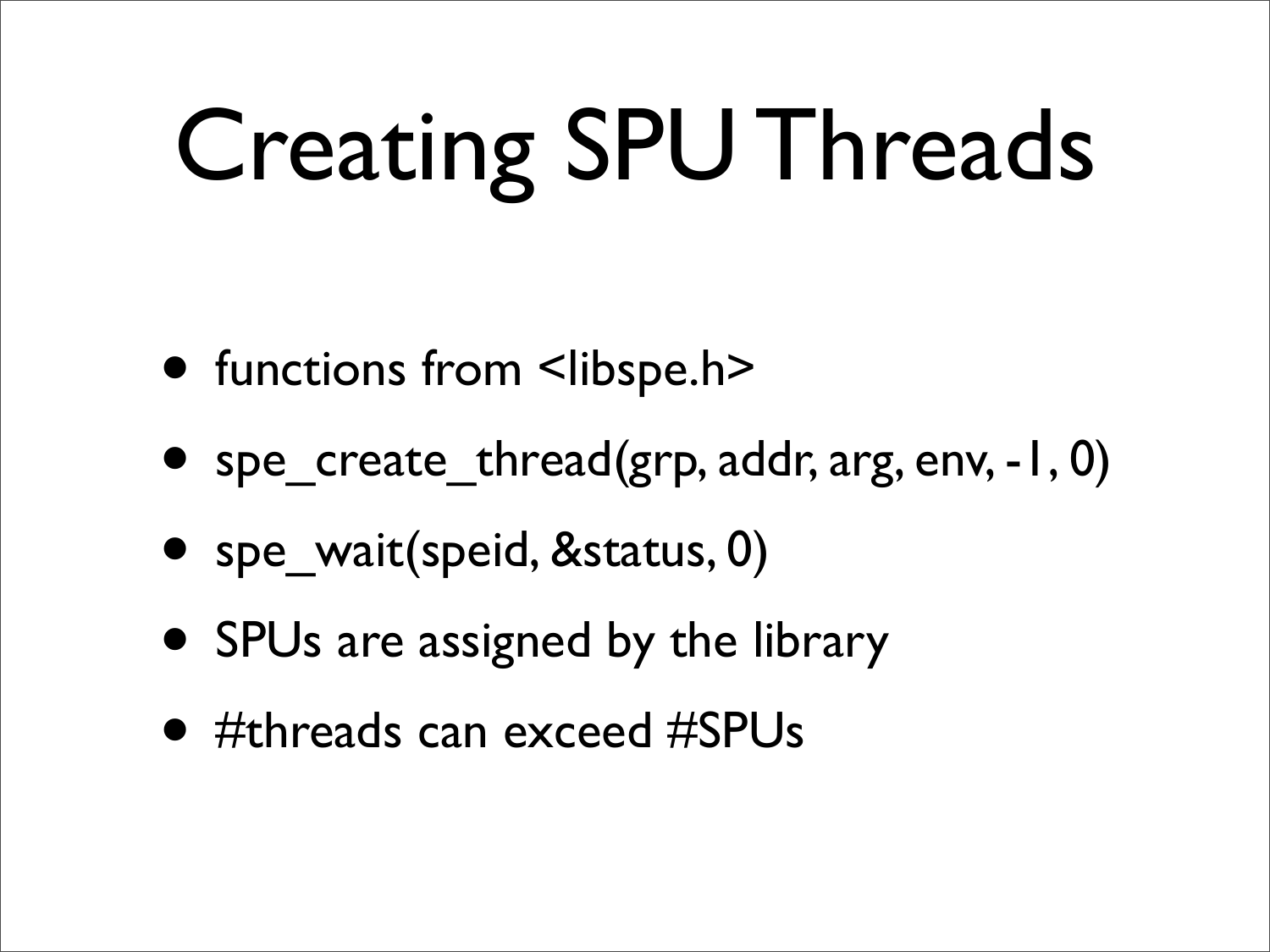# Creating SPU Threads

- functions from <libspe.h>
- spe_create_thread(grp, addr, arg, env, -1, 0)
- spe_wait(speid, &status, 0)
- SPUs are assigned by the library
- #threads can exceed #SPUs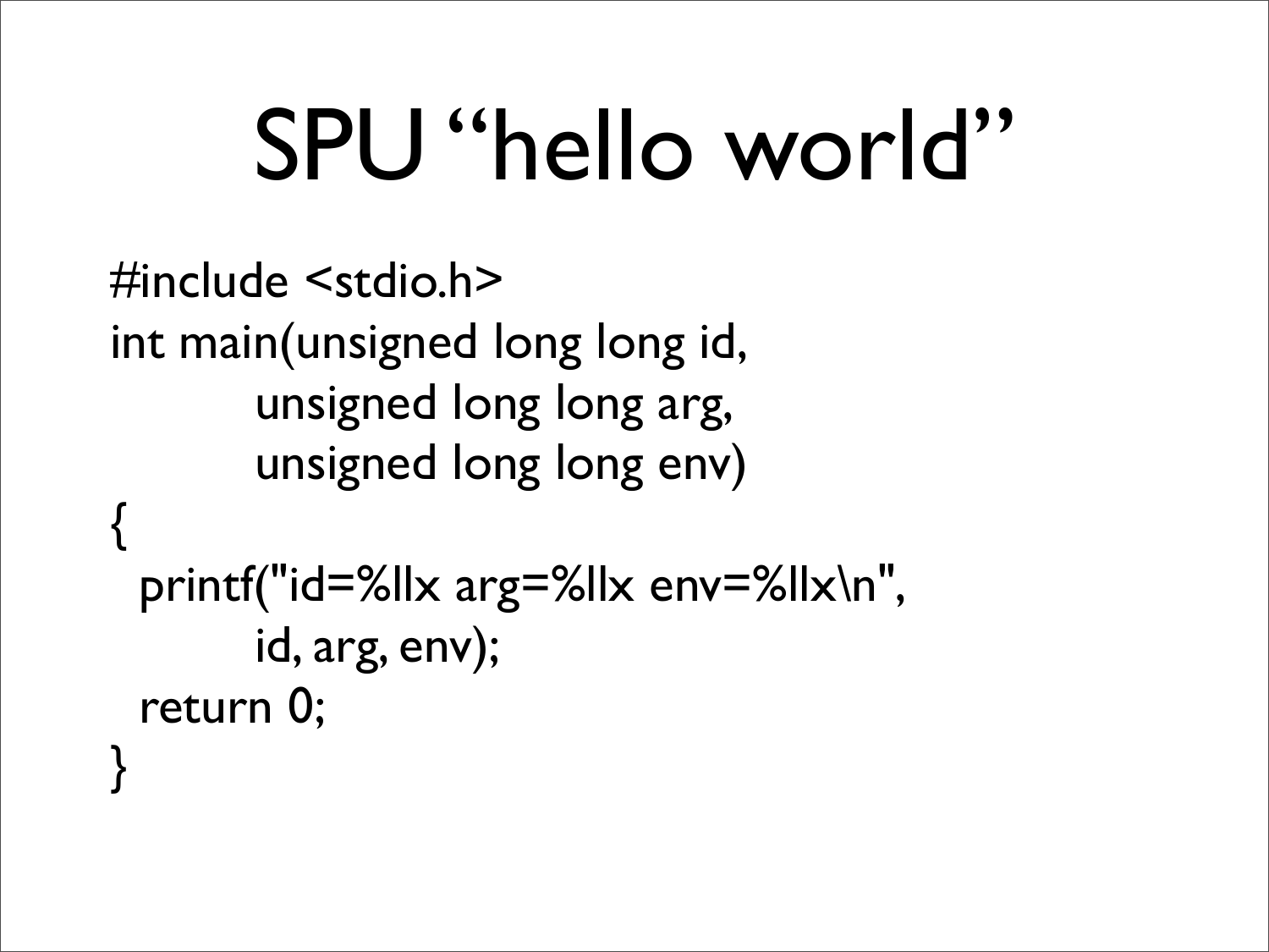# SPU "hello world"

```
#include <stdio.h>
int main(unsigned long long id,
        unsigned long long arg,
        unsigned long long env)
{
  printf("id=%llx arg=%llx env=%llx\n",
        id, arg, env);
  return 0;
}
```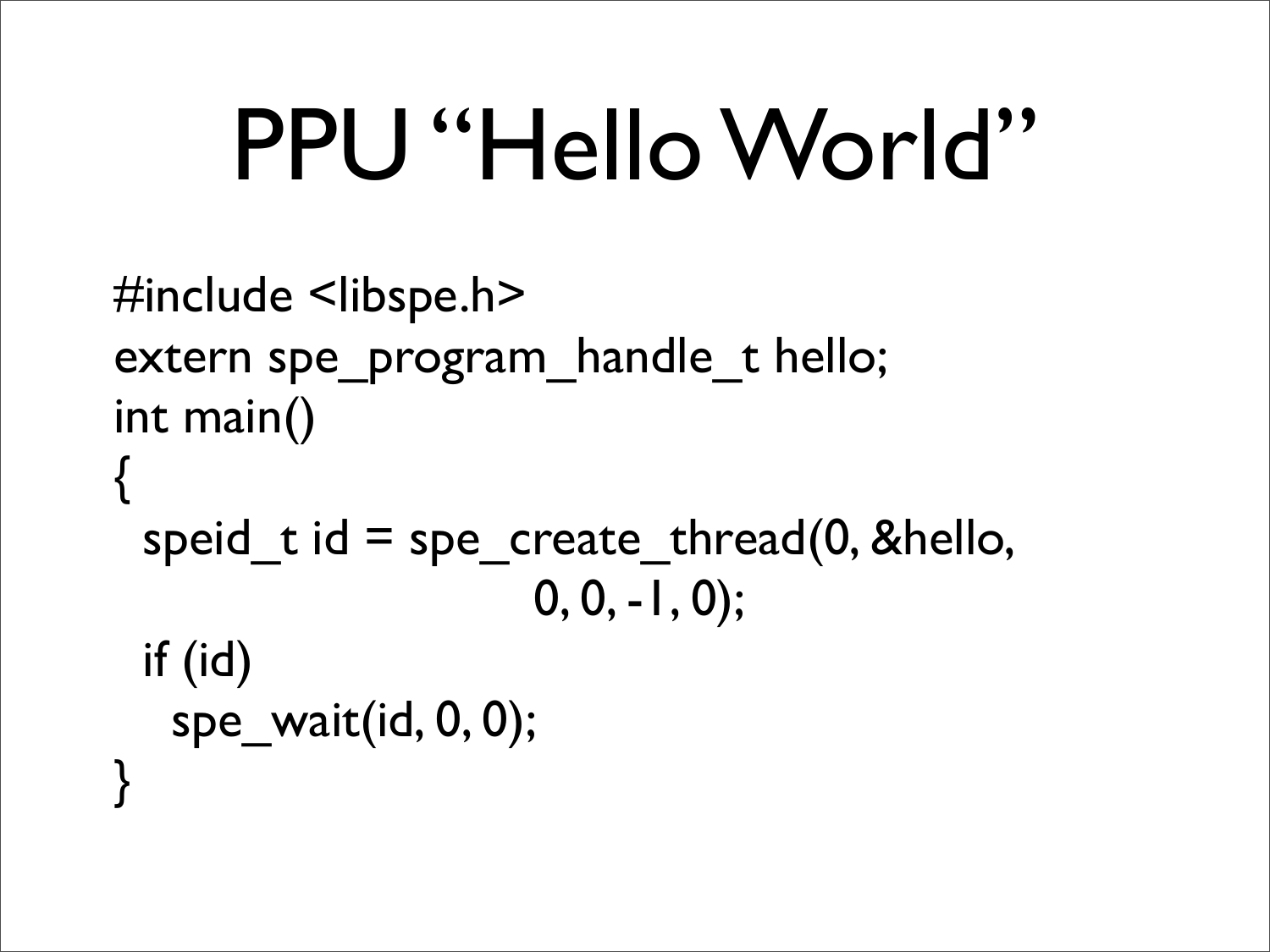# PPU "Hello World"

```
#include <libspe.h>
extern spe_program_handle_t hello;
int main()
{
  speid_t id = spe_create_thread(0, &hello,
                                 0, 0, -1, 0);
  if (id)
    spe_wait(id, 0, 0);
}
```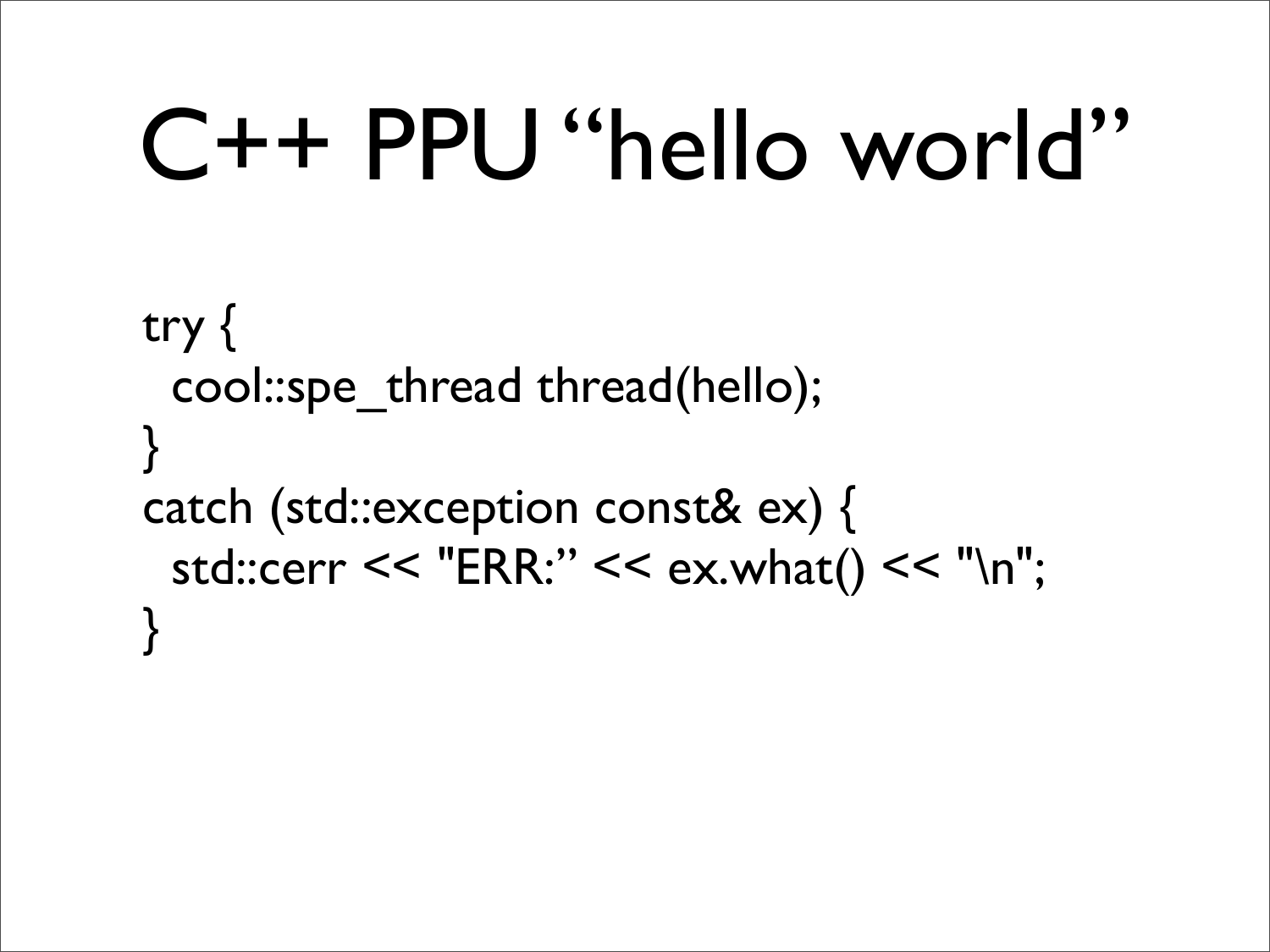# C++ PPU "hello world"

```
try {
  cool::spe_thread thread(hello);
}
catch (std::exception const& ex) {
  std::cerr << "ERR:" << ex.what() << "\n";
}
```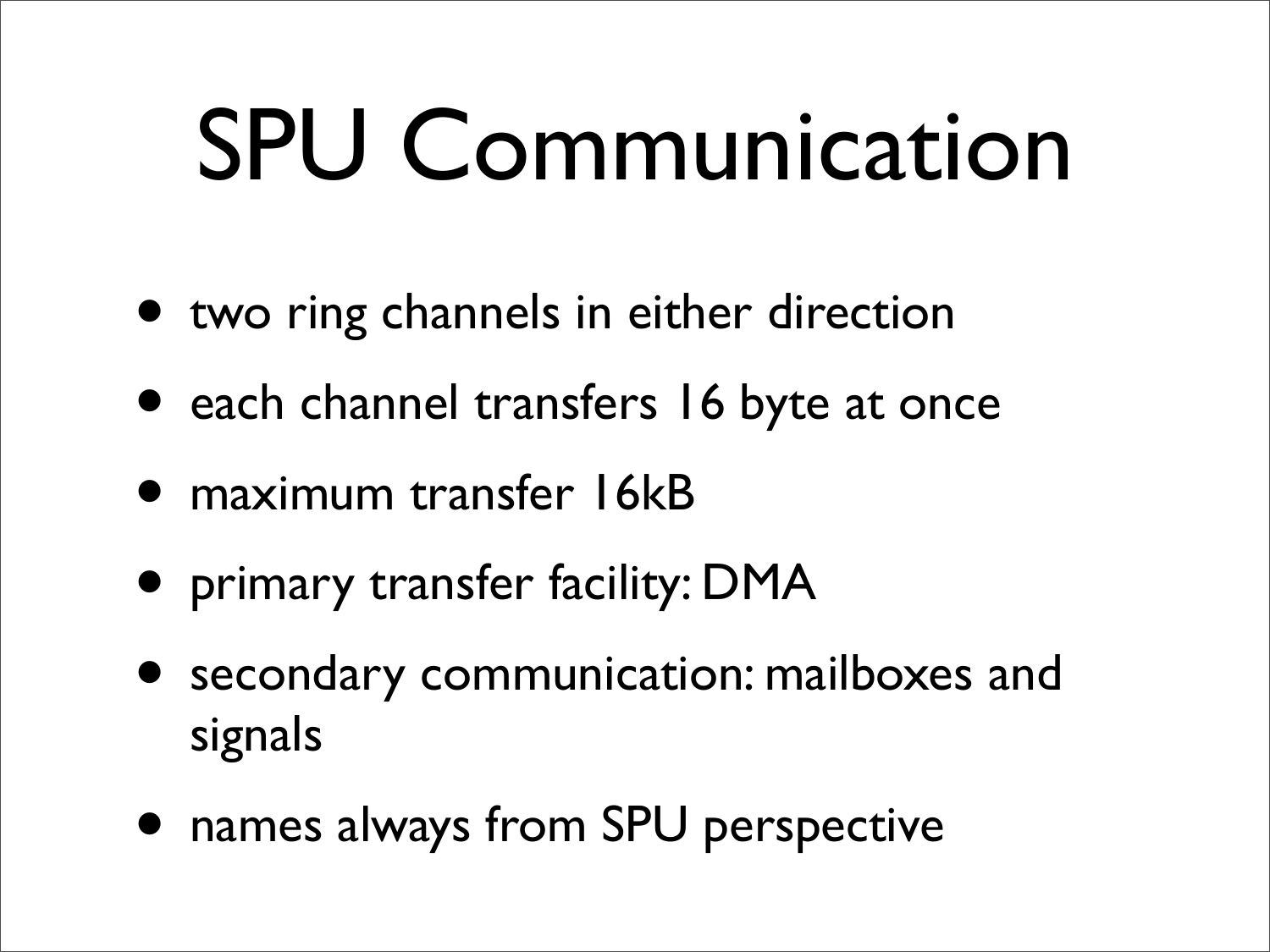# SPU Communication

- two ring channels in either direction
- each channel transfers 16 byte at once
- maximum transfer 16kB
- primary transfer facility: DMA
- secondary communication: mailboxes and signals
- names always from SPU perspective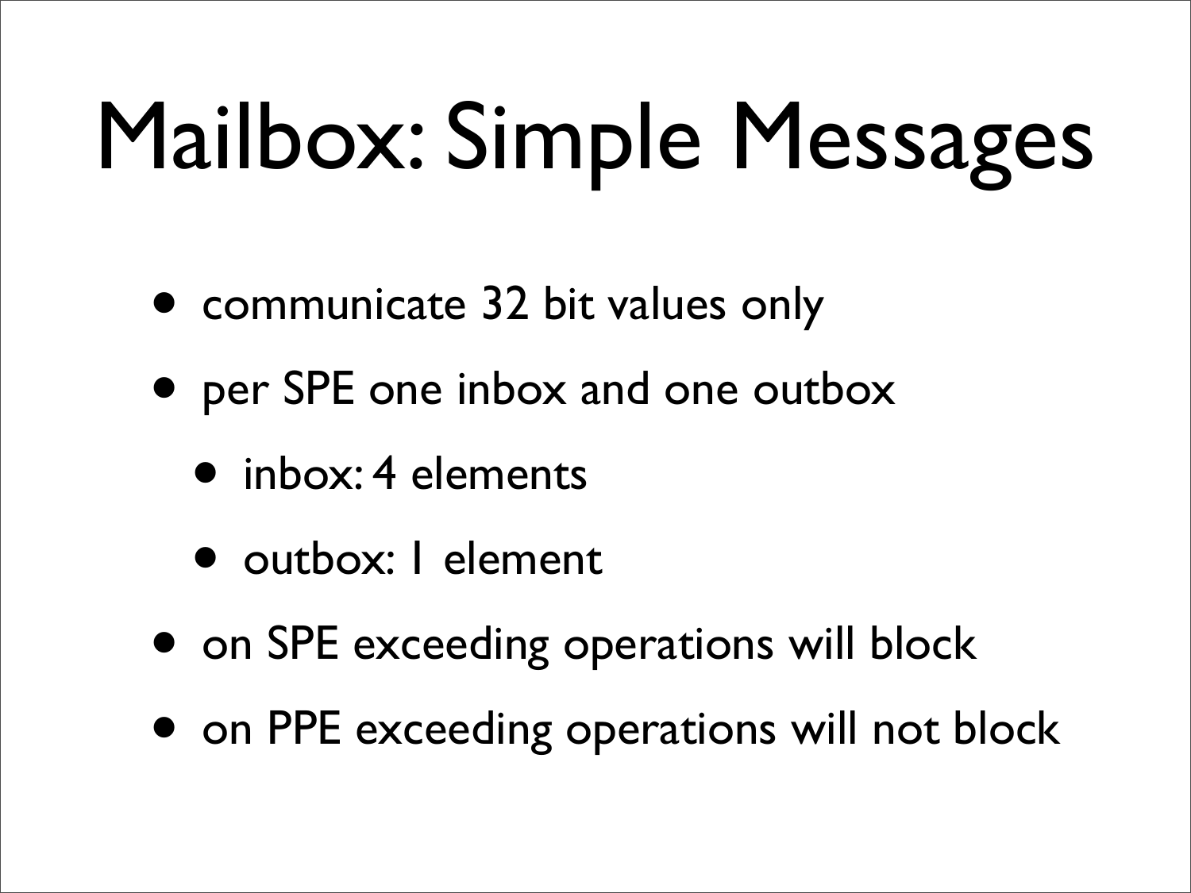# Mailbox: Simple Messages

- communicate 32 bit values only
- per SPE one inbox and one outbox
  - inbox: 4 elements
  - outbox: 1 element
- on SPE exceeding operations will block
- on PPE exceeding operations will not block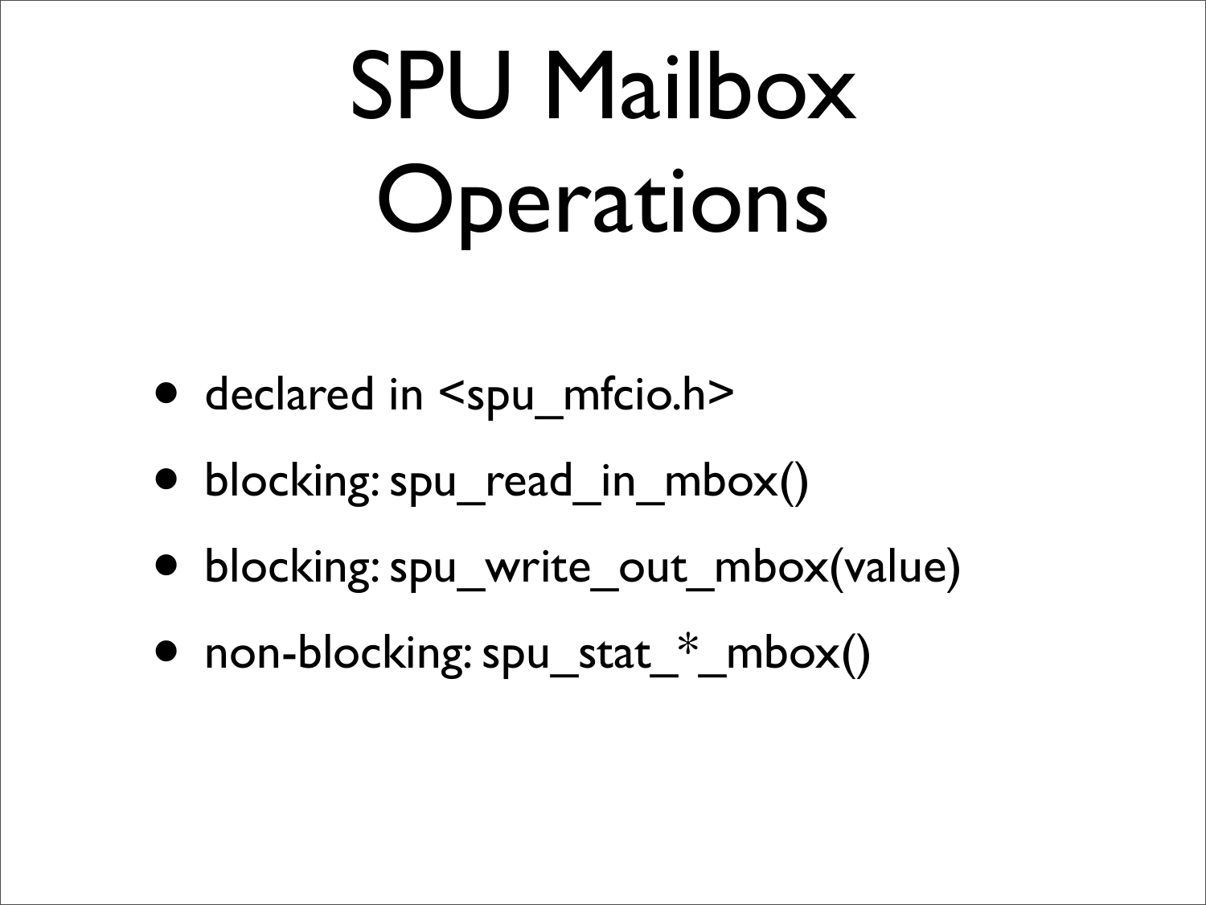# SPU Mailbox Operations

- declared in <spu_mfcio.h>
- blocking: spu_read_in_mbox()
- blocking: spu_write_out_mbox(value)
- non-blocking: spu_stat_*_mbox()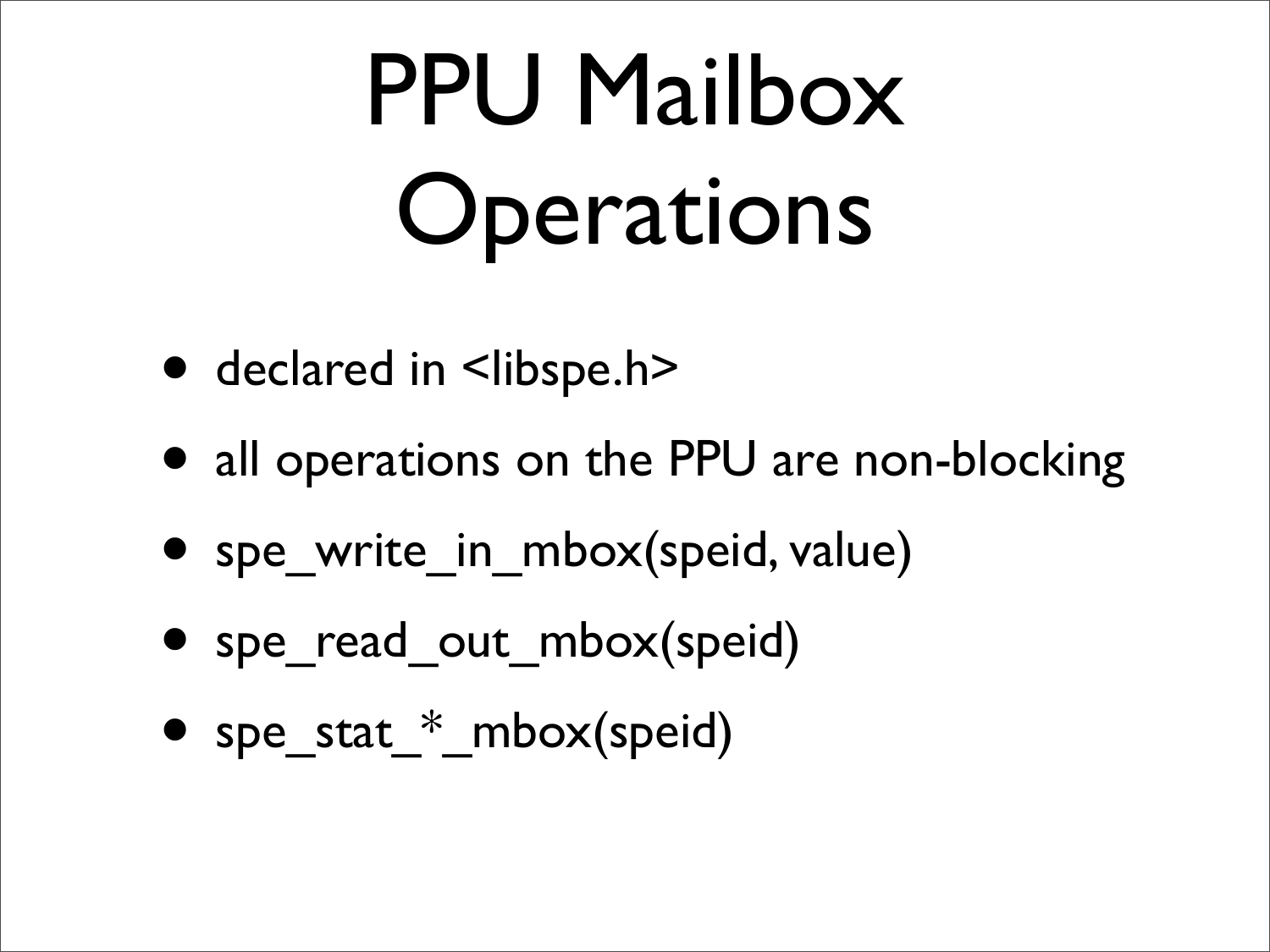# PPU Mailbox Operations

- declared in <libspe.h>
- all operations on the PPU are non-blocking
- spe_write_in_mbox(speid, value)
- spe_read_out_mbox(speid)
- spe_stat_*_mbox(speid)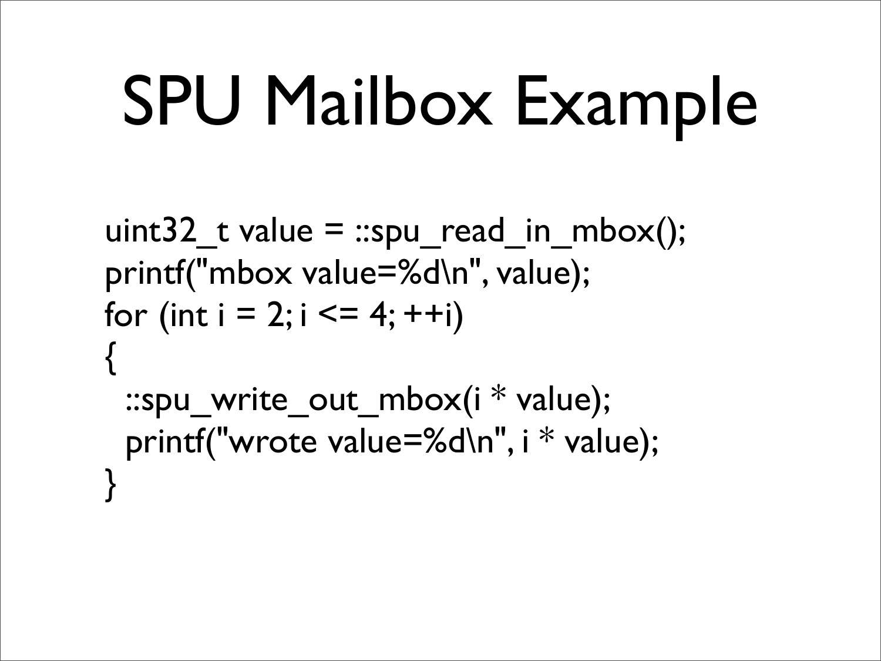# SPU Mailbox Example

```
uint32_t value = ::spu_read_in_mbox();
printf("mbox value=%d\n", value);
for (int i = 2; i <= 4; ++i)
{
  ::spu_write_out_mbox(i * value);
  printf("wrote value=%d\n", i * value);
}
```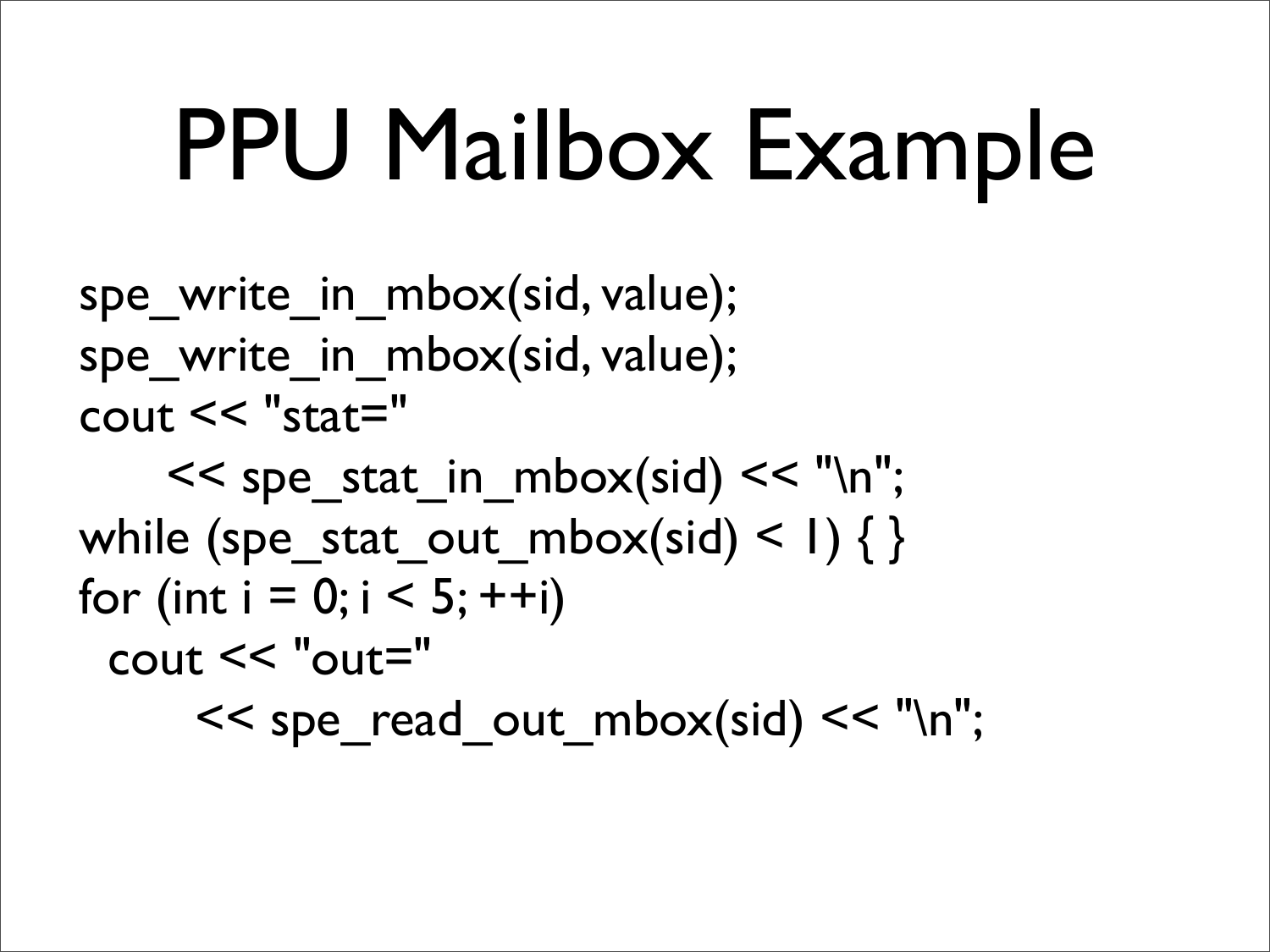# PPU Mailbox Example

```
spe_write_in_mbox(sid, value);
spe_write_in_mbox(sid, value);
cout << "stat="
     << spe_stat_in_mbox(sid) << "\n";
while (spe_stat_out_mbox(sid) < 1) { }
for (int i = 0; i < 5; ++i)
  cout << "out="
       << spe_read_out_mbox(sid) << "\n";
```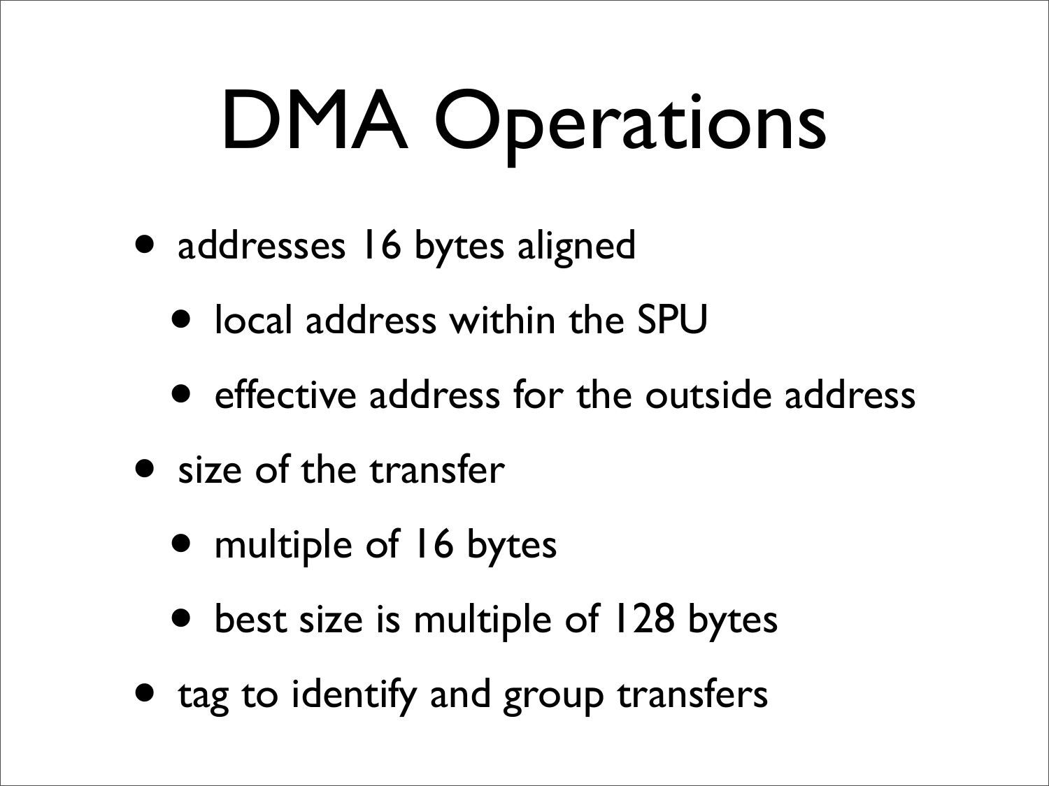# DMA Operations

- addresses 16 bytes aligned
  - local address within the SPU
  - effective address for the outside address
- size of the transfer
  - multiple of 16 bytes
  - best size is multiple of 128 bytes
- tag to identify and group transfers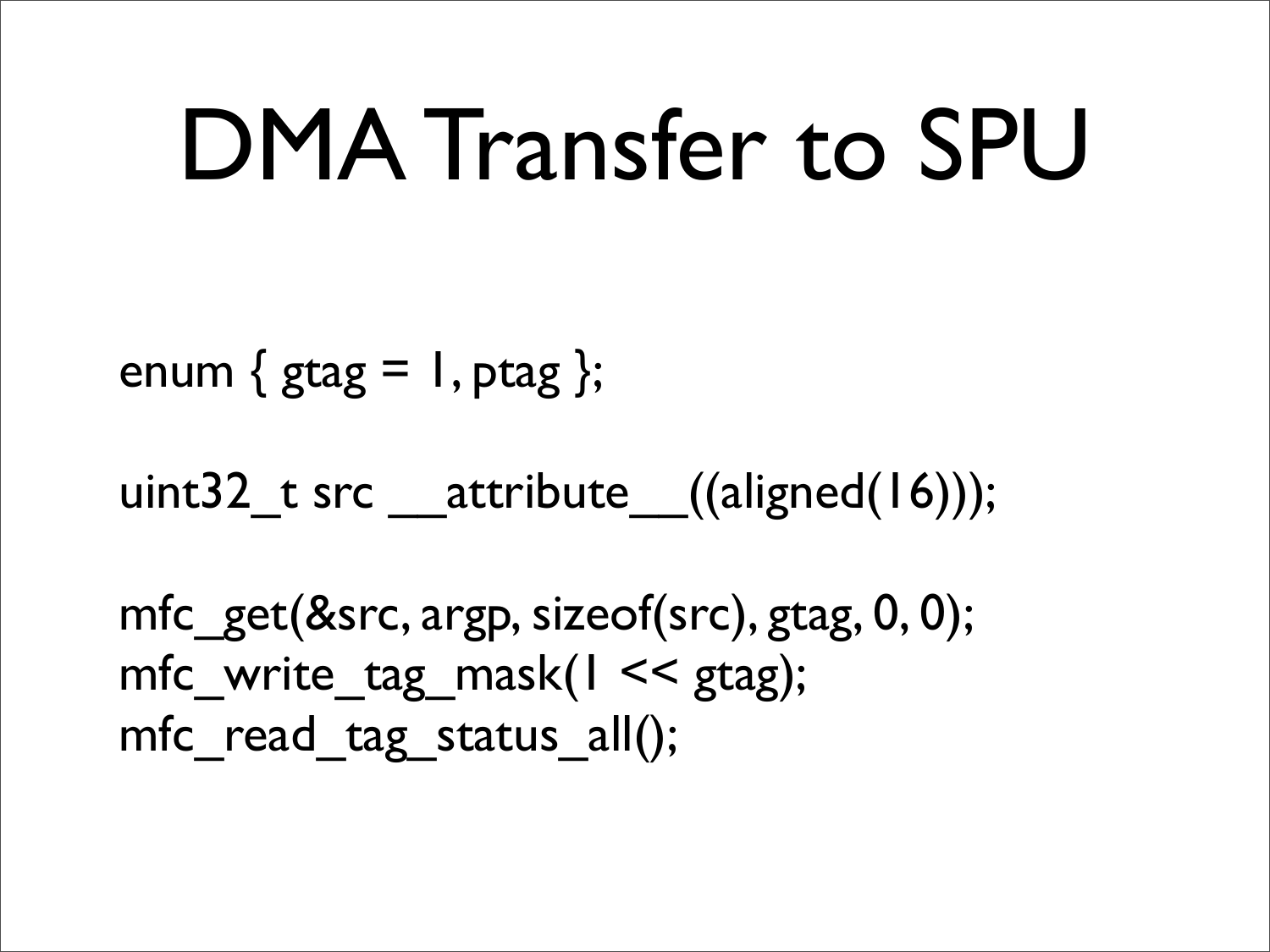# DMA Transfer to SPU

```
enum { gtag = 1, ptag };

uint32_t src __attribute__((aligned(16)));

mfc_get(&src, argp, sizeof(src), gtag, 0, 0);
mfc_write_tag_mask(1 << gtag);
mfc_read_tag_status_all();
```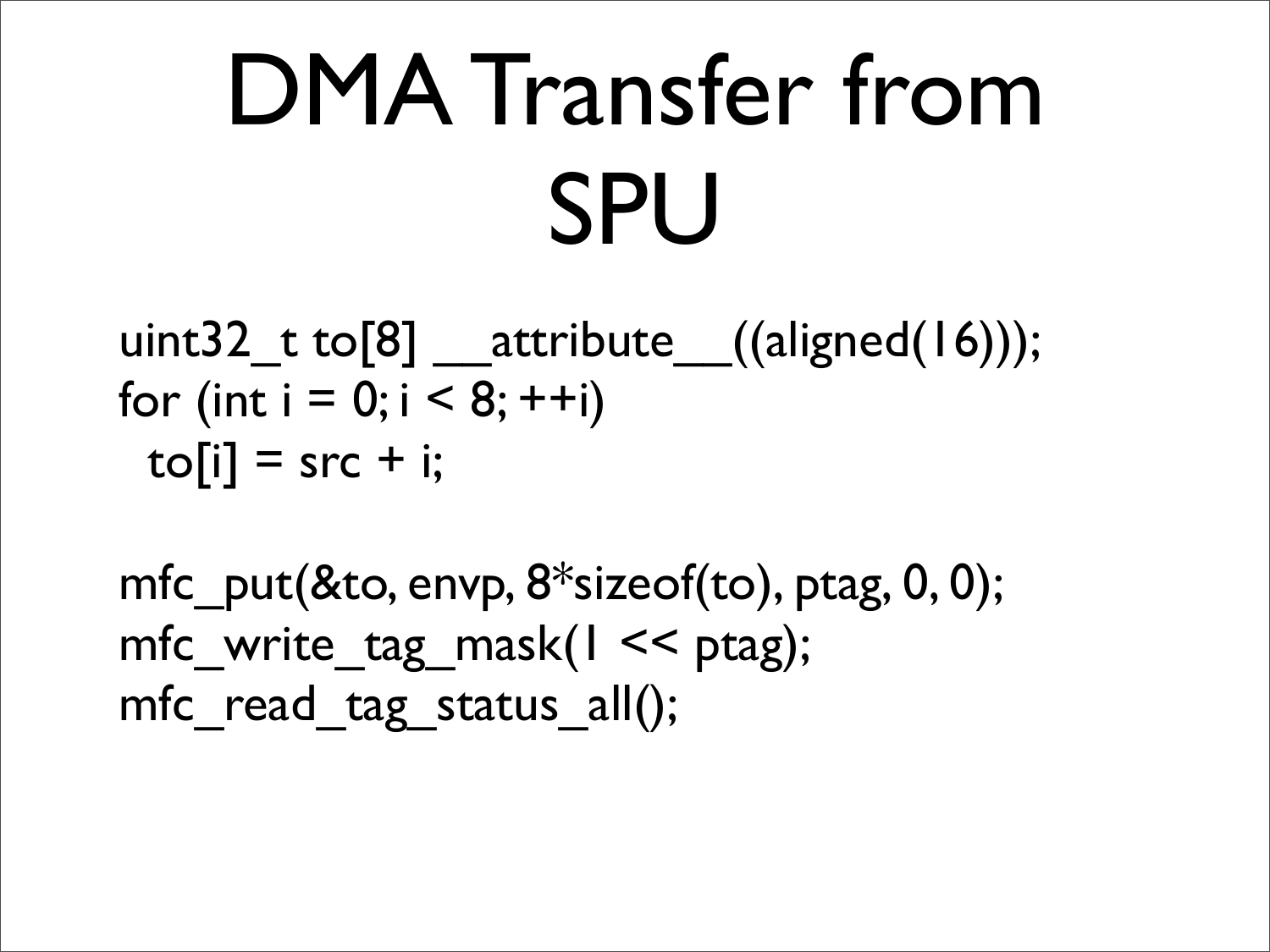# DMA Transfer from SPU

```
uint32_t to[8] __attribute__((aligned(16)));
for (int i = 0; i < 8; ++i)
  to[i] = src + i;

mfc_put(&to, envp, 8*sizeof(to), ptag, 0, 0);
mfc_write_tag_mask(1 << ptag);
mfc_read_tag_status_all();
```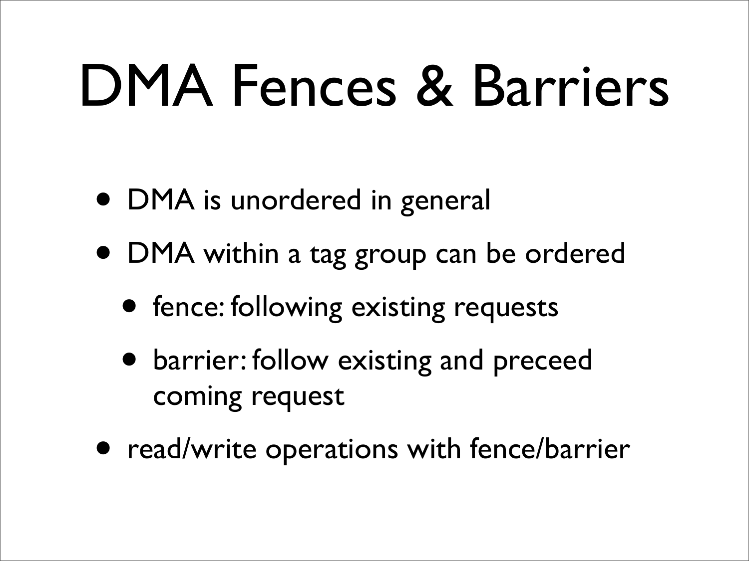# DMA Fences & Barriers

- DMA is unordered in general
- DMA within a tag group can be ordered
  - fence: following existing requests
  - barrier: follow existing and preceed coming request
- read/write operations with fence/barrier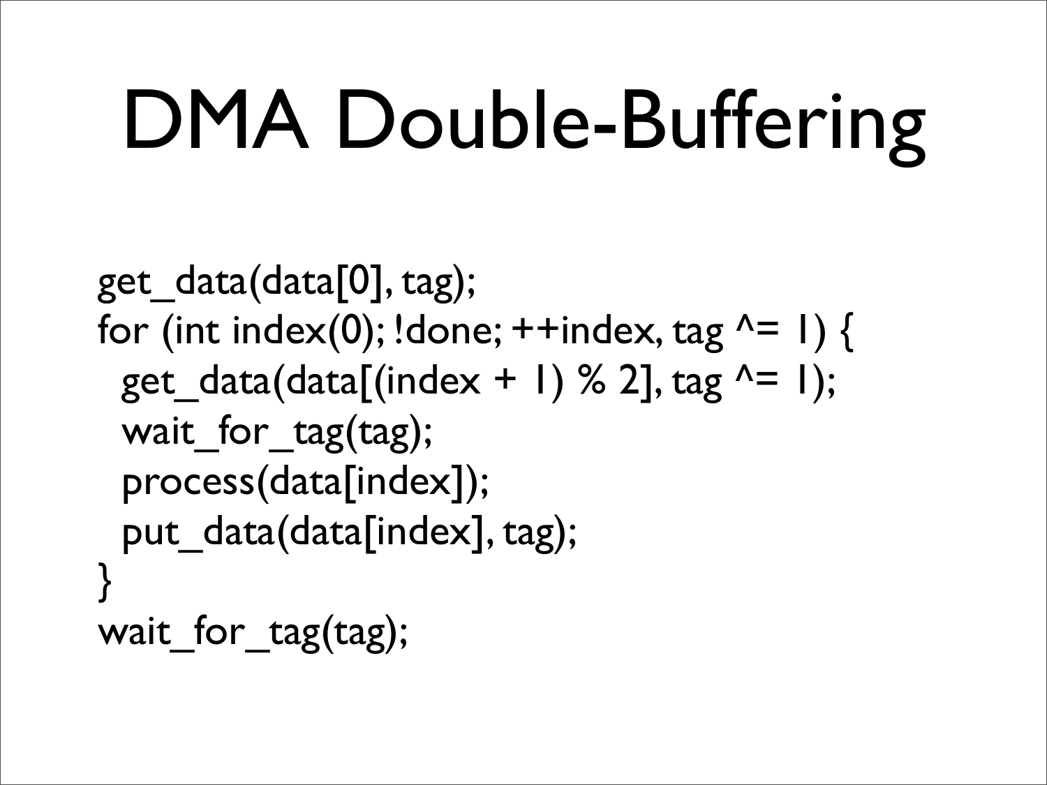# DMA Double-Buffering

```
get_data(data[0], tag);
for (int index(0); !done; ++index, tag ^= 1) {
  get_data(data[(index + 1) % 2], tag ^= 1);
  wait_for_tag(tag);
  process(data[index]);
  put_data(data[index], tag);
}
wait_for_tag(tag);
```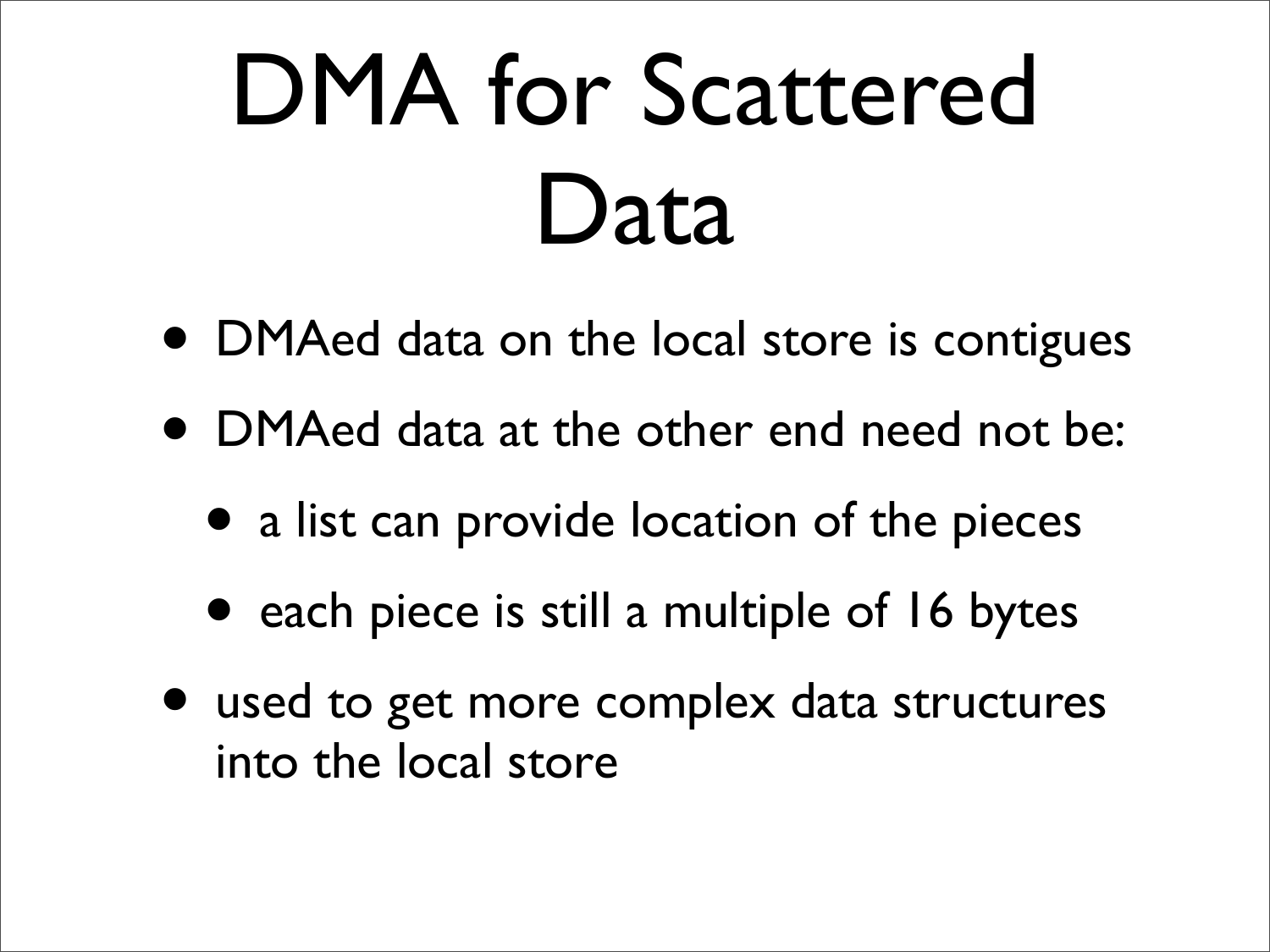# DMA for Scattered Data

- DMAed data on the local store is contigues
- DMAed data at the other end need not be:
  - a list can provide location of the pieces
  - each piece is still a multiple of 16 bytes
- used to get more complex data structures into the local store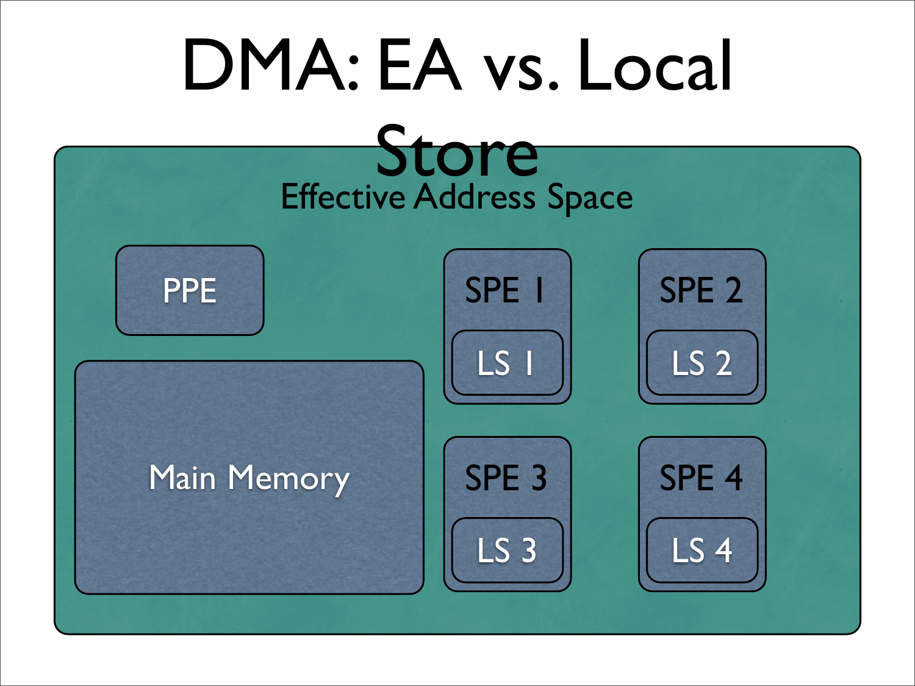# DMA: EA vs. Local Store

Effective Address Space

PPE

Main Memory

SPE 1

LS 1

SPE 2

LS 2

SPE 3

LS 3

SPE 4

LS 4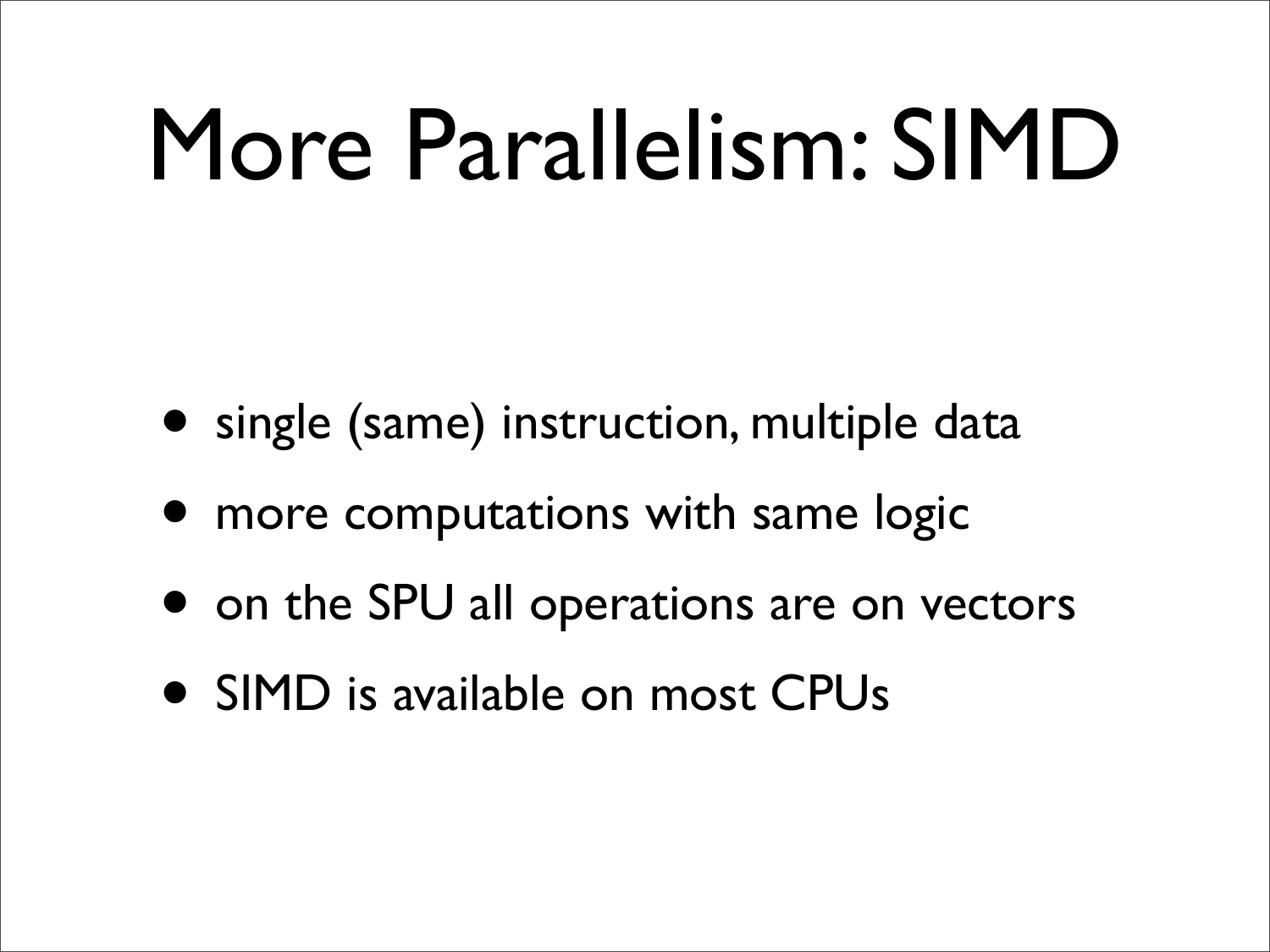# More Parallelism: SIMD

- single (same) instruction, multiple data
- more computations with same logic
- on the SPU all operations are on vectors
- SIMD is available on most CPUs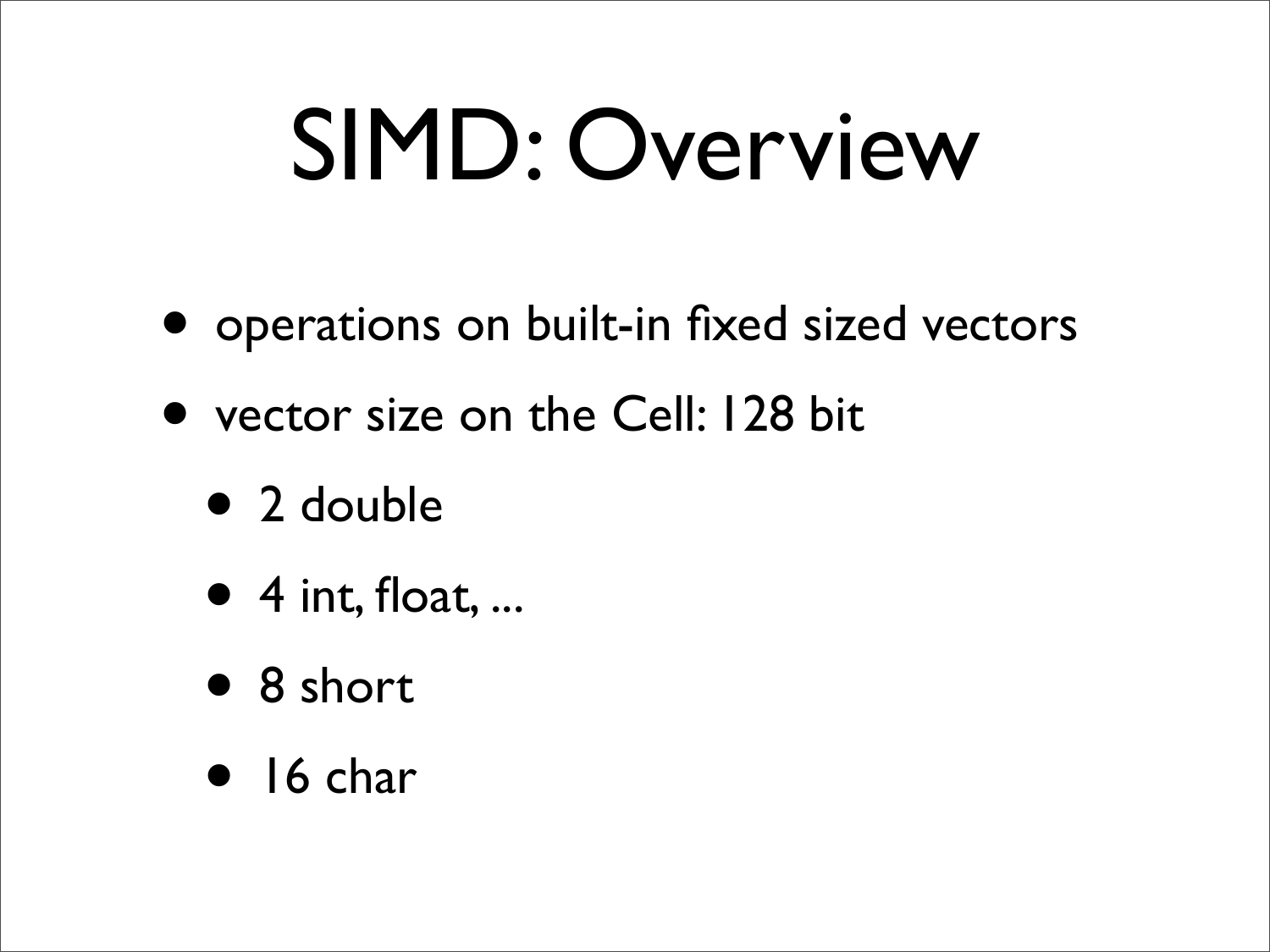# SIMD: Overview

- operations on built-in fixed sized vectors
- vector size on the Cell: 128 bit
  - 2 double
  - 4 int, float, ...
  - 8 short
  - 16 char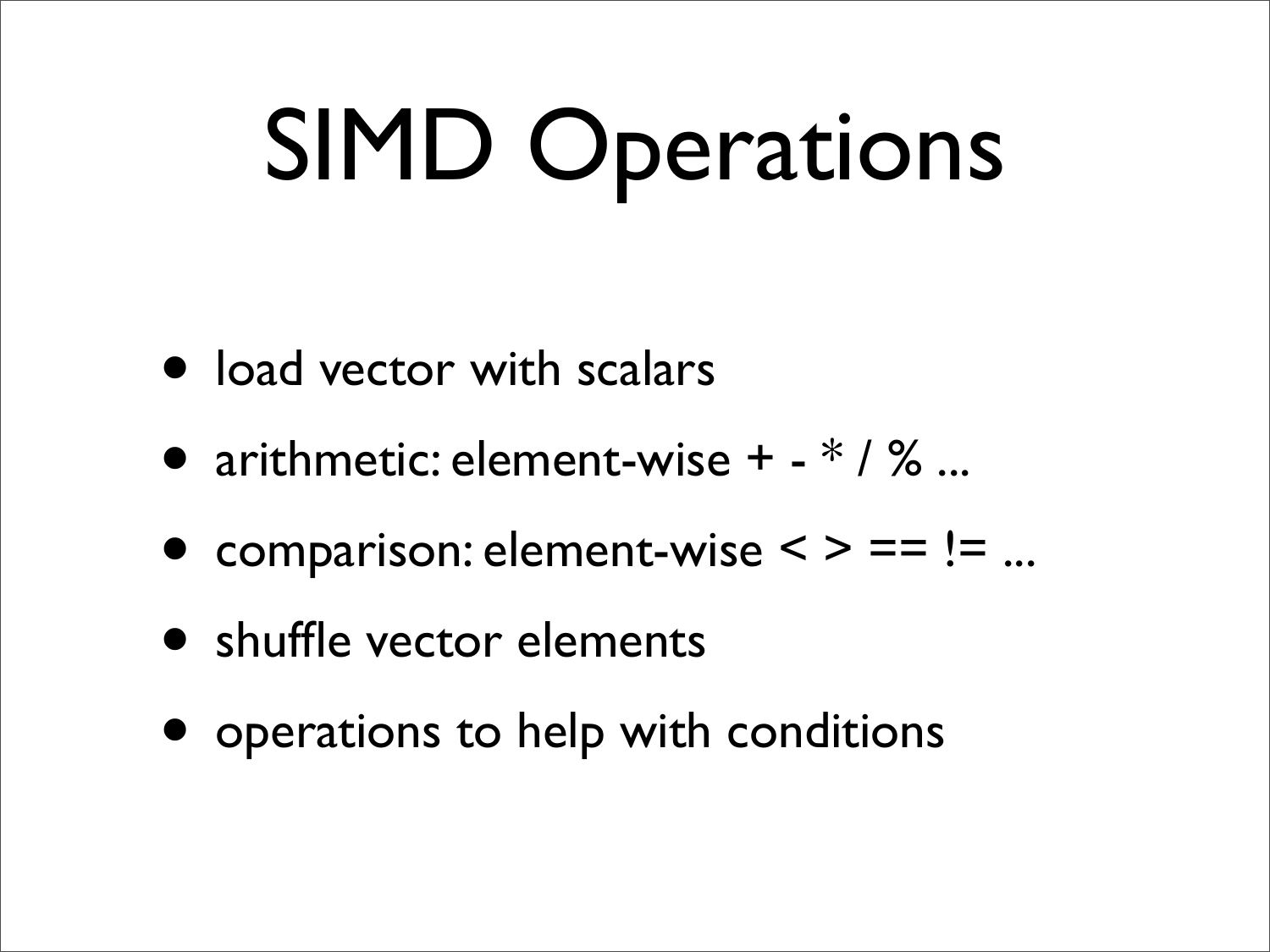# SIMD Operations

- load vector with scalars
- arithmetic: element-wise + - * / % ...
- comparison: element-wise < > == != ...
- shuffle vector elements
- operations to help with conditions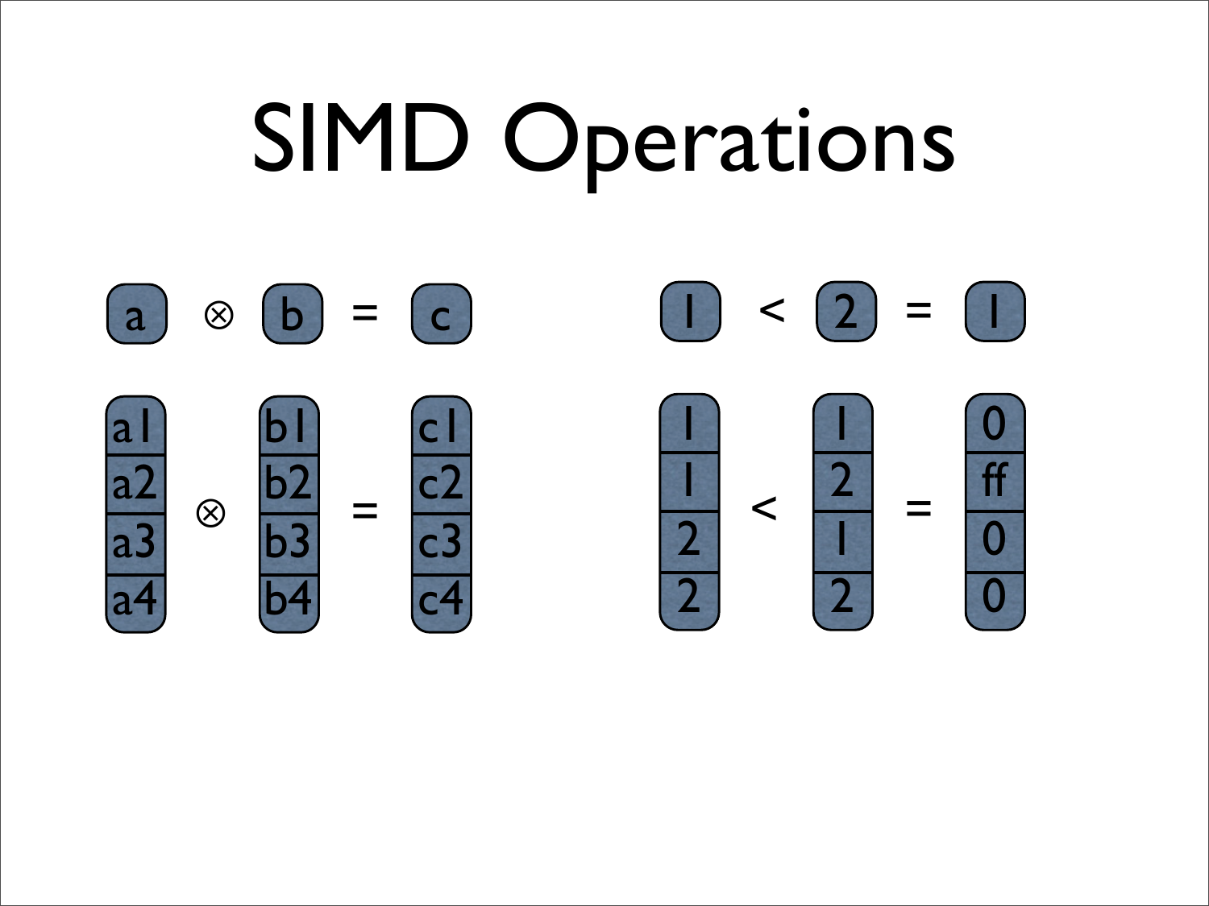# SIMD Operations

$$a \otimes b = c \qquad\qquad 1 < 2 = 1$$

$$\begin{bmatrix} a1 \\ a2 \\ a3 \\ a4 \end{bmatrix} \otimes \begin{bmatrix} b1 \\ b2 \\ b3 \\ b4 \end{bmatrix} = \begin{bmatrix} c1 \\ c2 \\ c3 \\ c4 \end{bmatrix} \qquad\qquad \begin{bmatrix} 1 \\ 1 \\ 2 \\ 2 \end{bmatrix} < \begin{bmatrix} 1 \\ 2 \\ 1 \\ 2 \end{bmatrix} = \begin{bmatrix} 0 \\ ff \\ 0 \\ 0 \end{bmatrix}$$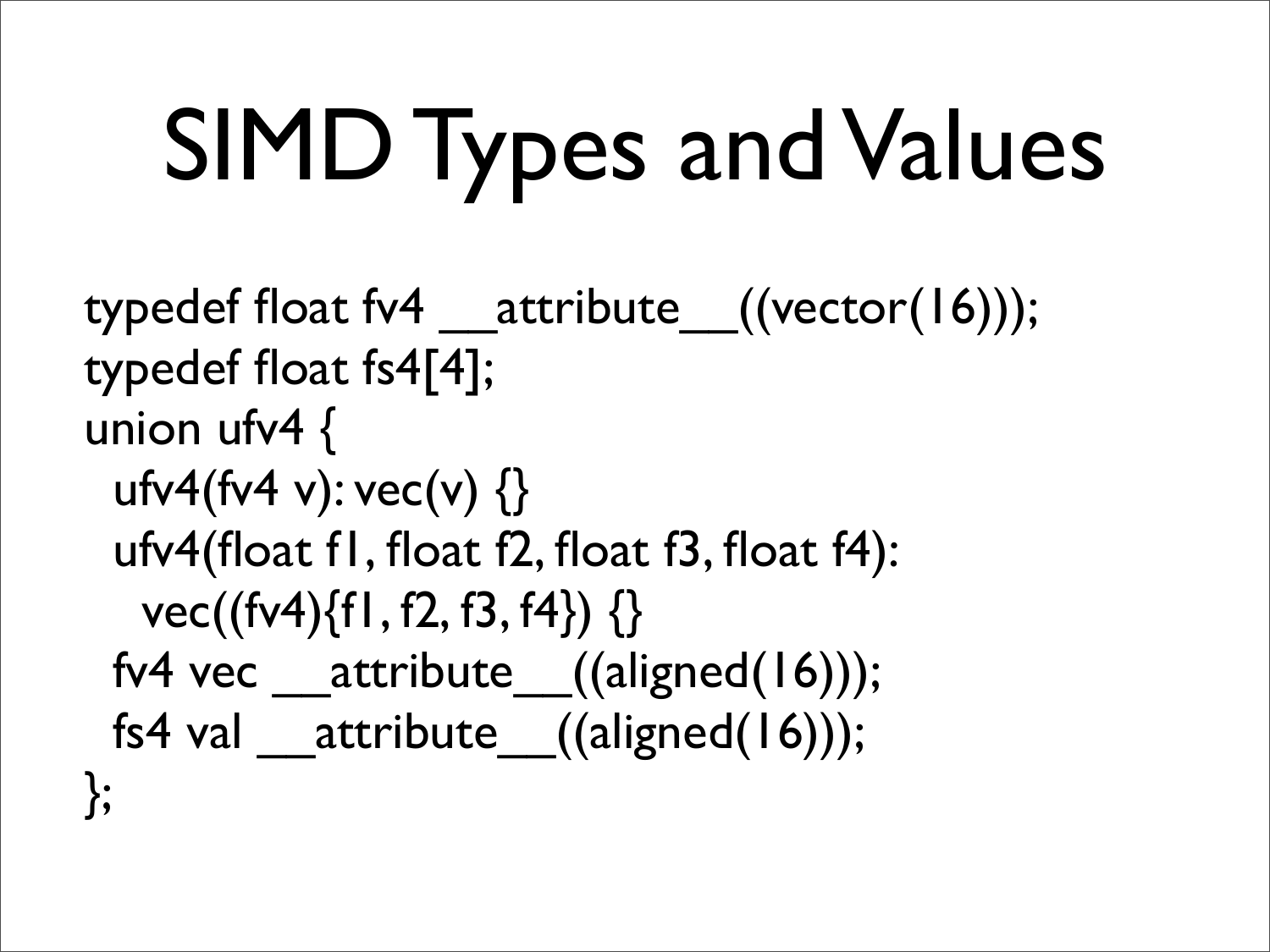# SIMD Types and Values

```
typedef float fv4 __attribute__((vector(16)));
typedef float fs4[4];
union ufv4 {
  ufv4(fv4 v): vec(v) {}
  ufv4(float f1, float f2, float f3, float f4):
    vec((fv4){f1, f2, f3, f4}) {}
  fv4 vec __attribute__((aligned(16)));
  fs4 val __attribute__((aligned(16)));
};
```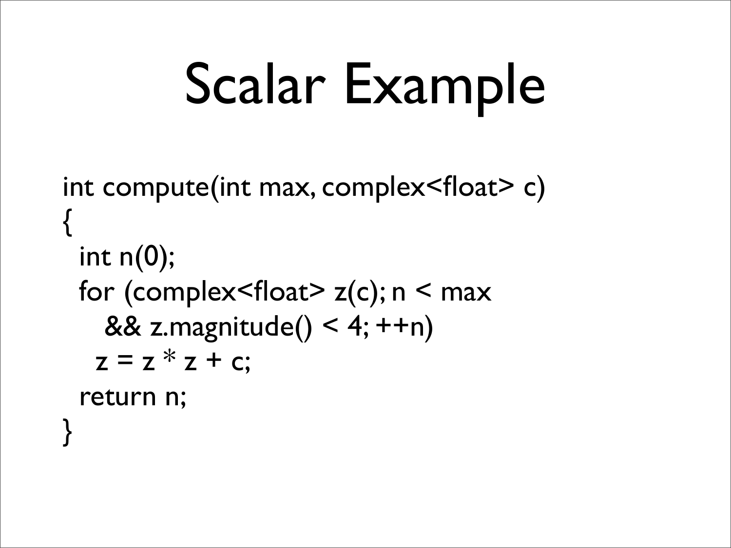# Scalar Example

```
int compute(int max, complex<float> c)
{
  int n(0);
  for (complex<float> z(c); n < max
     && z.magnitude() < 4; ++n)
    z = z * z + c;
  return n;
}
```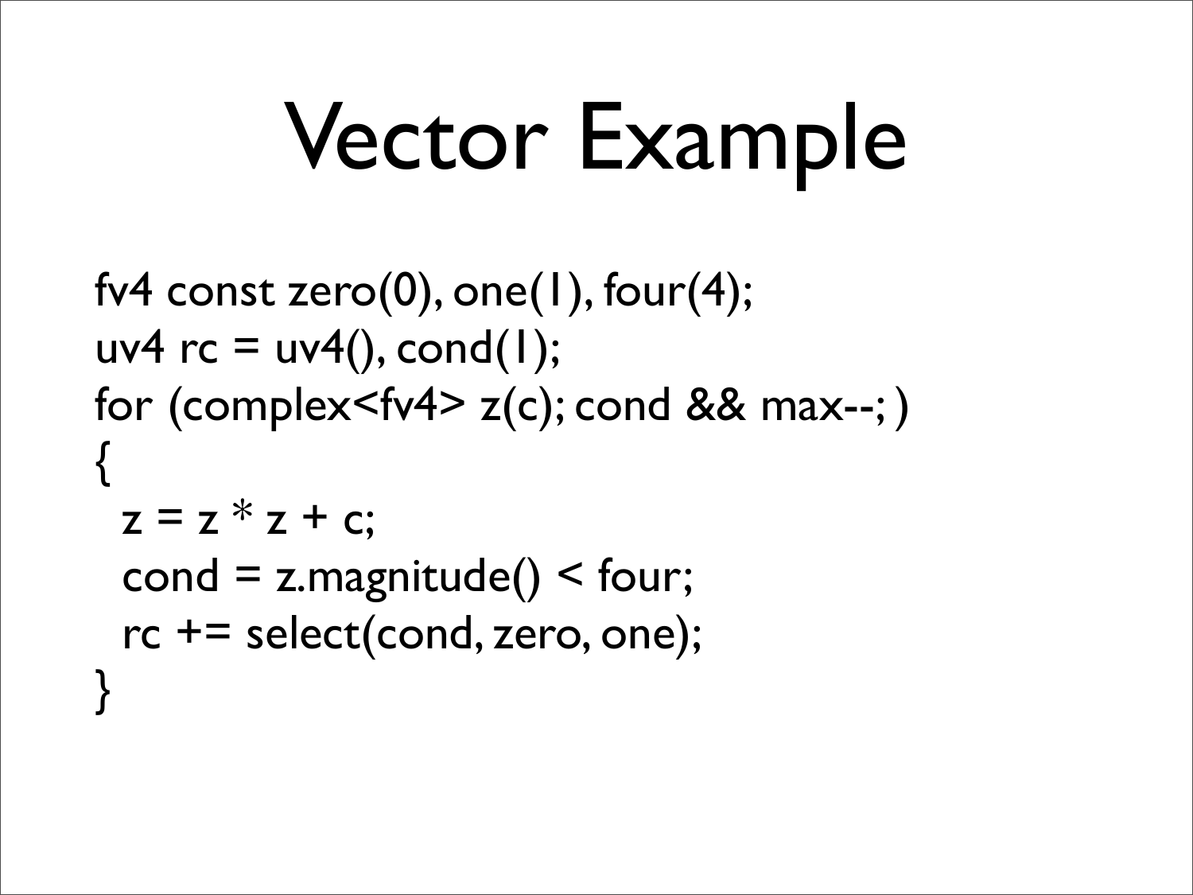# Vector Example

```
fv4 const zero(0), one(1), four(4);
uv4 rc = uv4(), cond(1);
for (complex<fv4> z(c); cond && max--; )
{
  z = z * z + c;
  cond = z.magnitude() < four;
  rc += select(cond, zero, one);
}
```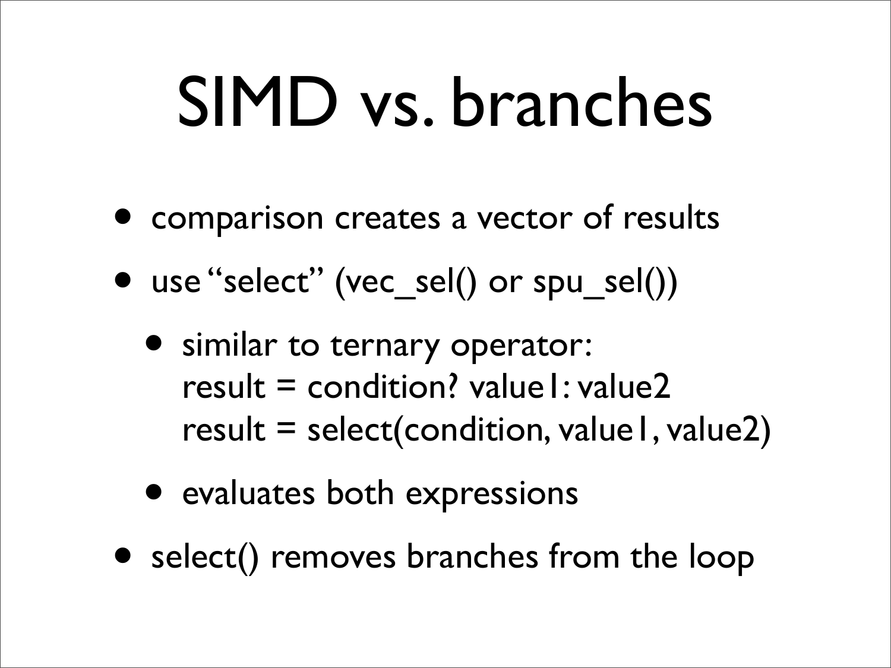# SIMD vs. branches

- comparison creates a vector of results
- use "select" (vec_sel() or spu_sel())
  - similar to ternary operator:
    result = condition? value1: value2
    result = select(condition, value1, value2)
  - evaluates both expressions
- select() removes branches from the loop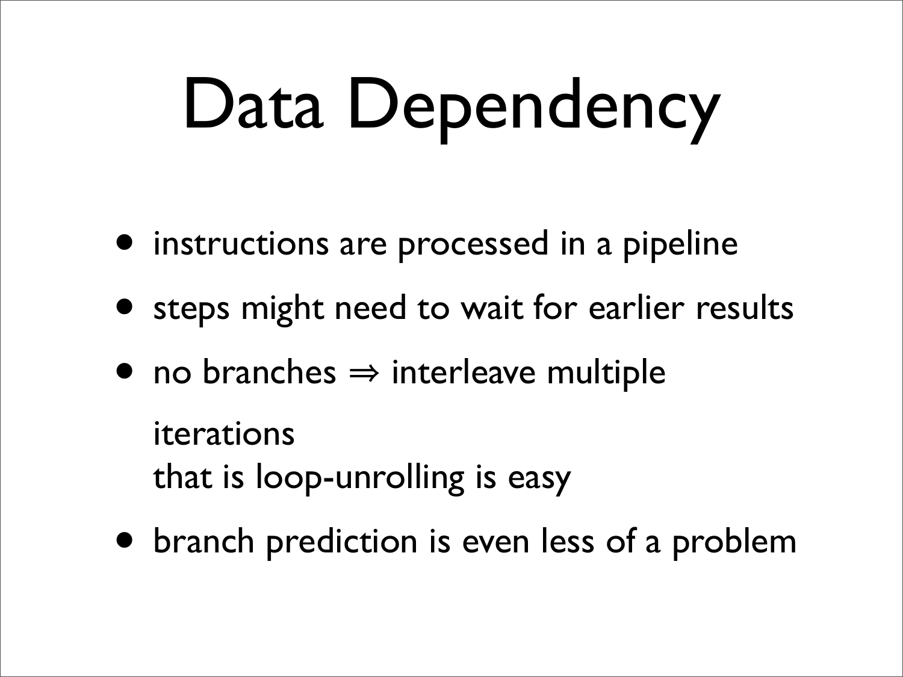# Data Dependency

- instructions are processed in a pipeline
- steps might need to wait for earlier results
- no branches ⇒ interleave multiple iterations
  that is loop-unrolling is easy
- branch prediction is even less of a problem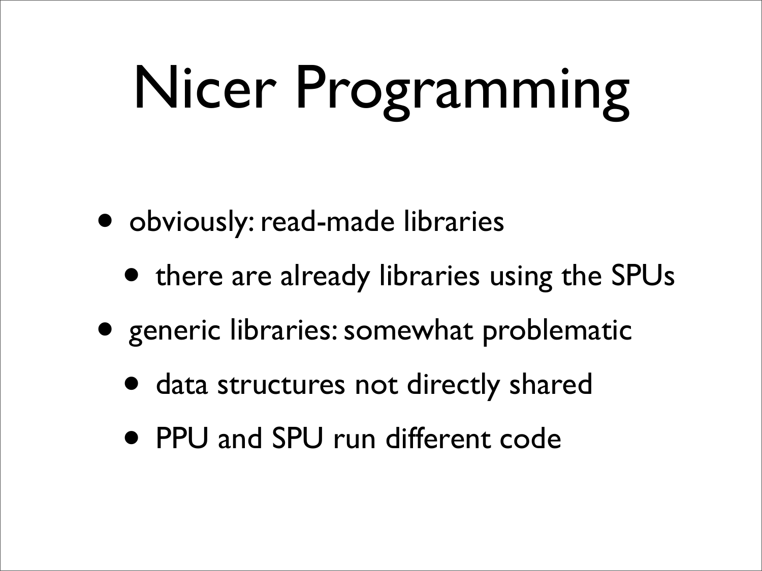# Nicer Programming

- obviously: read-made libraries
  - there are already libraries using the SPUs
- generic libraries: somewhat problematic
  - data structures not directly shared
  - PPU and SPU run different code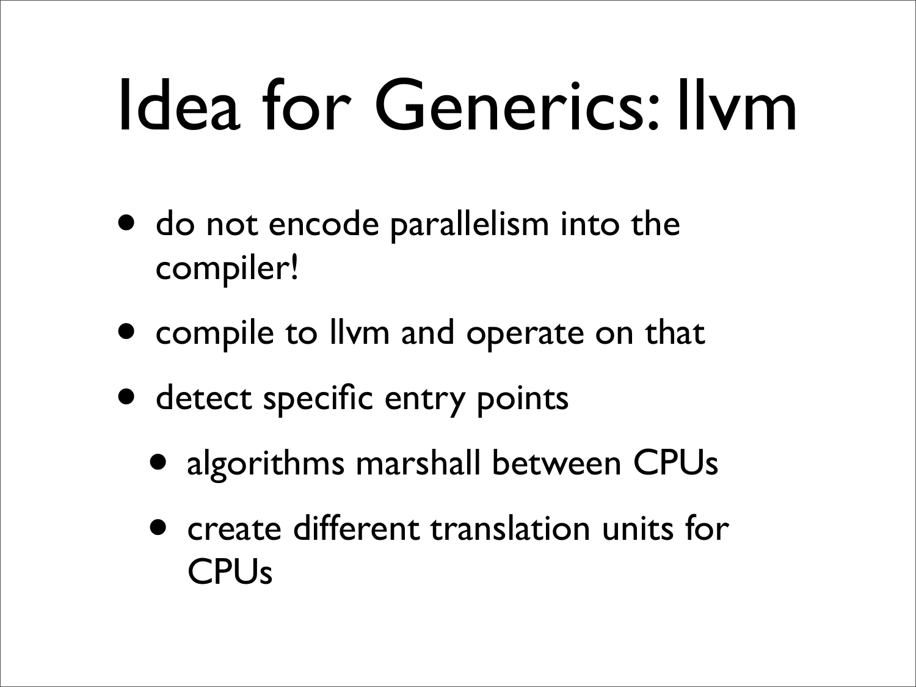# Idea for Generics: llvm

- do not encode parallelism into the compiler!
- compile to llvm and operate on that
- detect specific entry points
  - algorithms marshall between CPUs
  - create different translation units for CPUs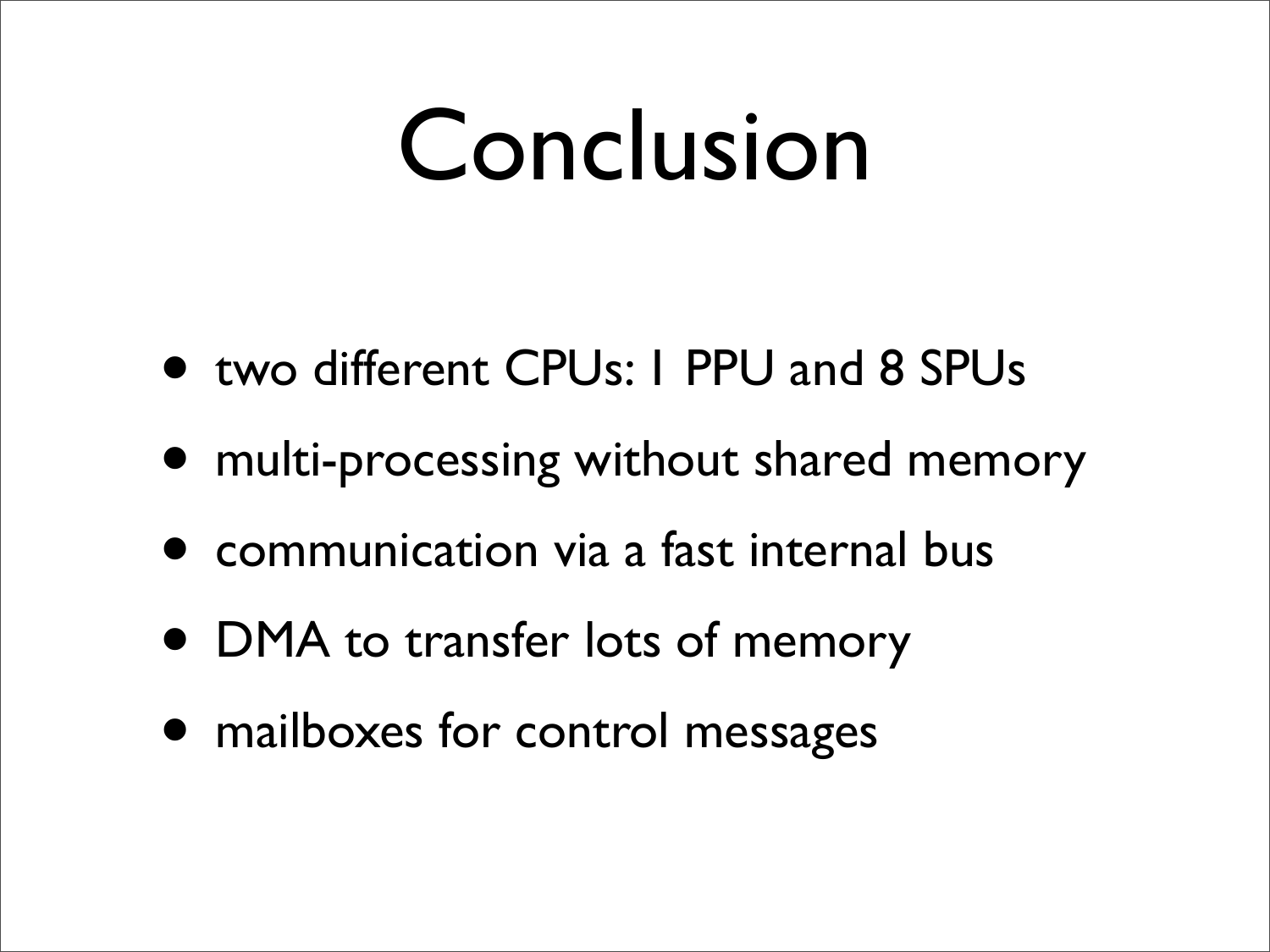# Conclusion

- two different CPUs: 1 PPU and 8 SPUs
- multi-processing without shared memory
- communication via a fast internal bus
- DMA to transfer lots of memory
- mailboxes for control messages